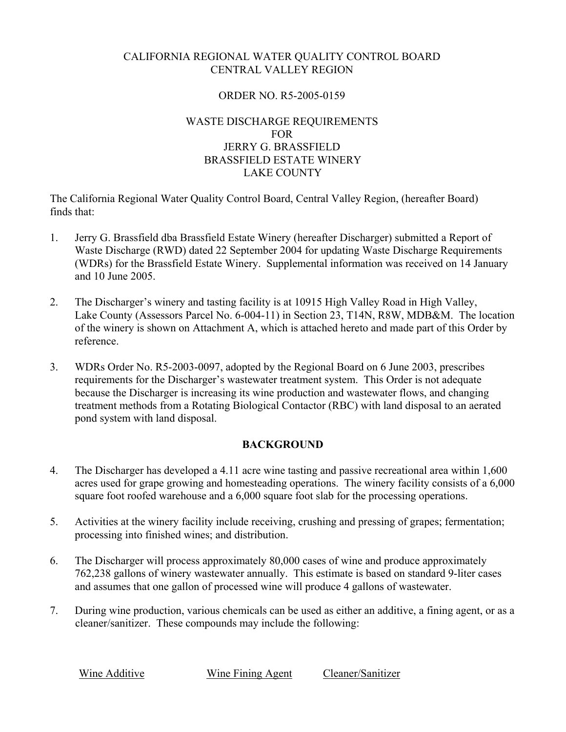CALIFORNIA REGIONAL WATER QUALITY CONTROL BOARD
CENTRAL VALLEY REGION

ORDER NO. R5-2005-0159

WASTE DISCHARGE REQUIREMENTS
FOR
JERRY G. BRASSFIELD
BRASSFIELD ESTATE WINERY
LAKE COUNTY

The California Regional Water Quality Control Board, Central Valley Region, (hereafter Board) finds that:

1. Jerry G. Brassfield dba Brassfield Estate Winery (hereafter Discharger) submitted a Report of Waste Discharge (RWD) dated 22 September 2004 for updating Waste Discharge Requirements (WDRs) for the Brassfield Estate Winery. Supplemental information was received on 14 January and 10 June 2005.

2. The Discharger's winery and tasting facility is at 10915 High Valley Road in High Valley, Lake County (Assessors Parcel No. 6-004-11) in Section 23, T14N, R8W, MDB&M. The location of the winery is shown on Attachment A, which is attached hereto and made part of this Order by reference.

3. WDRs Order No. R5-2003-0097, adopted by the Regional Board on 6 June 2003, prescribes requirements for the Discharger's wastewater treatment system. This Order is not adequate because the Discharger is increasing its wine production and wastewater flows, and changing treatment methods from a Rotating Biological Contactor (RBC) with land disposal to an aerated pond system with land disposal.

## BACKGROUND

4. The Discharger has developed a 4.11 acre wine tasting and passive recreational area within 1,600 acres used for grape growing and homesteading operations. The winery facility consists of a 6,000 square foot roofed warehouse and a 6,000 square foot slab for the processing operations.

5. Activities at the winery facility include receiving, crushing and pressing of grapes; fermentation; processing into finished wines; and distribution.

6. The Discharger will process approximately 80,000 cases of wine and produce approximately 762,238 gallons of winery wastewater annually. This estimate is based on standard 9-liter cases and assumes that one gallon of processed wine will produce 4 gallons of wastewater.

7. During wine production, various chemicals can be used as either an additive, a fining agent, or as a cleaner/sanitizer. These compounds may include the following:

| Wine Additive | Wine Fining Agent | Cleaner/Sanitizer |
|---|---|---|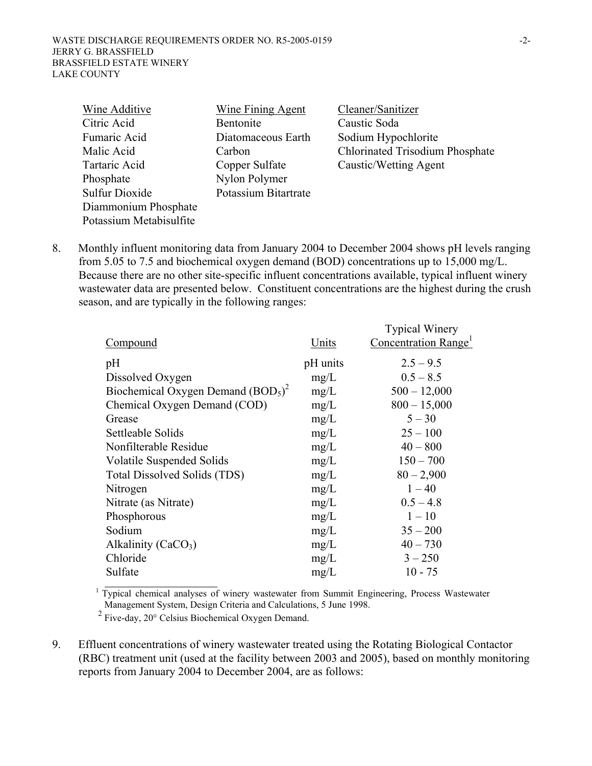| Wine Additive | Wine Fining Agent | Cleaner/Sanitizer |
|---|---|---|
| Citric Acid | Bentonite | Caustic Soda |
| Fumaric Acid | Diatomaceous Earth | Sodium Hypochlorite |
| Malic Acid | Carbon | Chlorinated Trisodium Phosphate |
| Tartaric Acid | Copper Sulfate | Caustic/Wetting Agent |
| Phosphate | Nylon Polymer | |
| Sulfur Dioxide | Potassium Bitartrate | |
| Diammonium Phosphate | | |
| Potassium Metabisulfite | | |

8. Monthly influent monitoring data from January 2004 to December 2004 shows pH levels ranging from 5.05 to 7.5 and biochemical oxygen demand (BOD) concentrations up to 15,000 mg/L. Because there are no other site-specific influent concentrations available, typical influent winery wastewater data are presented below. Constituent concentrations are the highest during the crush season, and are typically in the following ranges:

| Compound | Units | Typical Winery Concentration Range[1] |
|---|---|---|
| pH | pH units | 2.5 – 9.5 |
| Dissolved Oxygen | mg/L | 0.5 – 8.5 |
| Biochemical Oxygen Demand ($BOD_5$)[2] | mg/L | 500 – 12,000 |
| Chemical Oxygen Demand (COD) | mg/L | 800 – 15,000 |
| Grease | mg/L | 5 – 30 |
| Settleable Solids | mg/L | 25 – 100 |
| Nonfilterable Residue | mg/L | 40 – 800 |
| Volatile Suspended Solids | mg/L | 150 – 700 |
| Total Dissolved Solids (TDS) | mg/L | 80 – 2,900 |
| Nitrogen | mg/L | 1 – 40 |
| Nitrate (as Nitrate) | mg/L | 0.5 – 4.8 |
| Phosphorous | mg/L | 1 – 10 |
| Sodium | mg/L | 35 – 200 |
| Alkalinity ($CaCO_3$) | mg/L | 40 – 730 |
| Chloride | mg/L | 3 – 250 |
| Sulfate | mg/L | 10 - 75 |

[1] Typical chemical analyses of winery wastewater from Summit Engineering, Process Wastewater Management System, Design Criteria and Calculations, 5 June 1998.

[2] Five-day, 20° Celsius Biochemical Oxygen Demand.

9. Effluent concentrations of winery wastewater treated using the Rotating Biological Contactor (RBC) treatment unit (used at the facility between 2003 and 2005), based on monthly monitoring reports from January 2004 to December 2004, are as follows: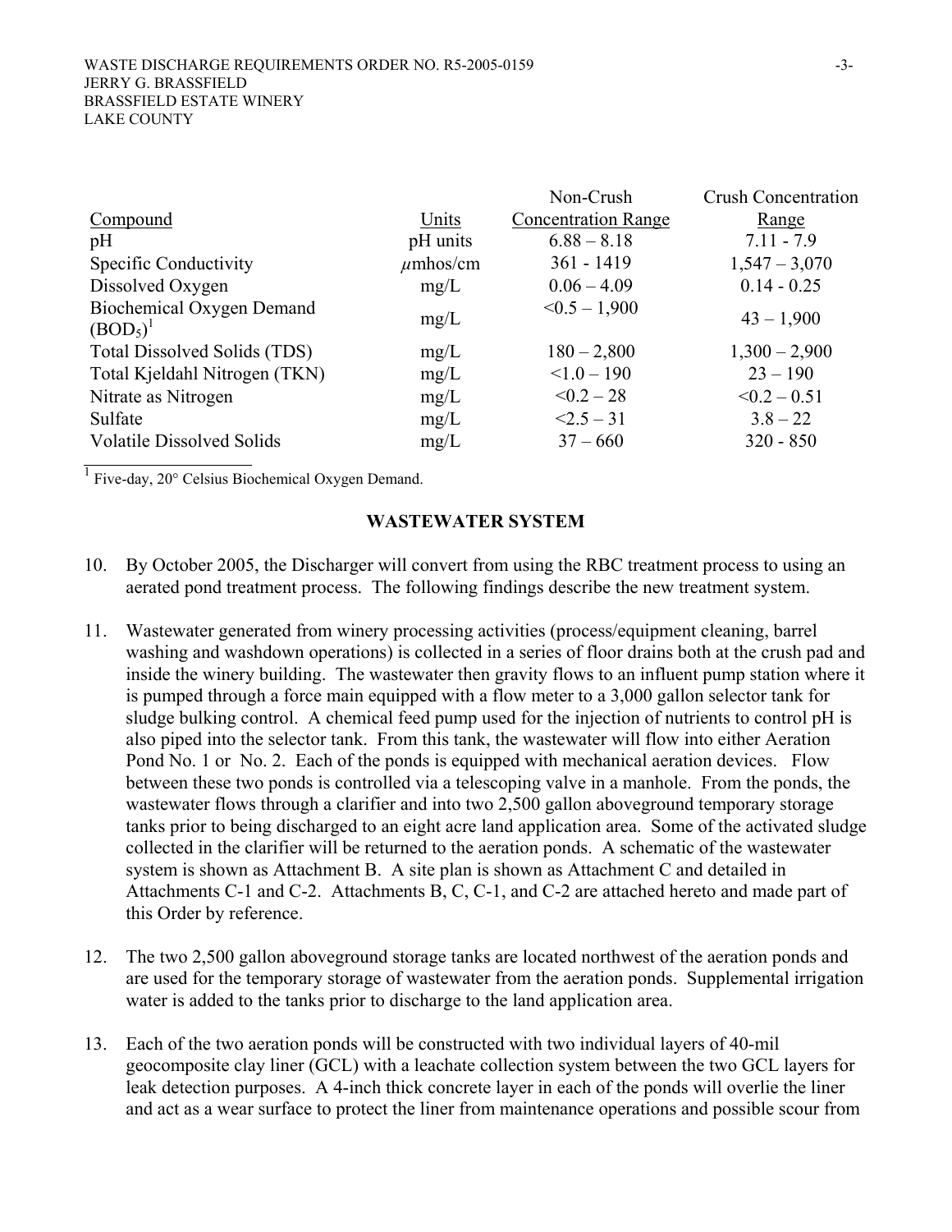| Compound | Units | Non-Crush Concentration Range | Crush Concentration Range |
|---|---|---|---|
| pH | pH units | 6.88 – 8.18 | 7.11 - 7.9 |
| Specific Conductivity | $\mu$mhos/cm | 361 - 1419 | 1,547 – 3,070 |
| Dissolved Oxygen | mg/L | 0.06 – 4.09 | 0.14 - 0.25 |
| Biochemical Oxygen Demand ($BOD_5$)[1] | mg/L | <0.5 – 1,900 | 43 – 1,900 |
| Total Dissolved Solids (TDS) | mg/L | 180 – 2,800 | 1,300 – 2,900 |
| Total Kjeldahl Nitrogen (TKN) | mg/L | <1.0 – 190 | 23 – 190 |
| Nitrate as Nitrogen | mg/L | <0.2 – 28 | <0.2 – 0.51 |
| Sulfate | mg/L | <2.5 – 31 | 3.8 – 22 |
| Volatile Dissolved Solids | mg/L | 37 – 660 | 320 - 850 |

[1] Five-day, 20° Celsius Biochemical Oxygen Demand.

## WASTEWATER SYSTEM

10. By October 2005, the Discharger will convert from using the RBC treatment process to using an aerated pond treatment process. The following findings describe the new treatment system.

11. Wastewater generated from winery processing activities (process/equipment cleaning, barrel washing and washdown operations) is collected in a series of floor drains both at the crush pad and inside the winery building. The wastewater then gravity flows to an influent pump station where it is pumped through a force main equipped with a flow meter to a 3,000 gallon selector tank for sludge bulking control. A chemical feed pump used for the injection of nutrients to control pH is also piped into the selector tank. From this tank, the wastewater will flow into either Aeration Pond No. 1 or No. 2. Each of the ponds is equipped with mechanical aeration devices. Flow between these two ponds is controlled via a telescoping valve in a manhole. From the ponds, the wastewater flows through a clarifier and into two 2,500 gallon aboveground temporary storage tanks prior to being discharged to an eight acre land application area. Some of the activated sludge collected in the clarifier will be returned to the aeration ponds. A schematic of the wastewater system is shown as Attachment B. A site plan is shown as Attachment C and detailed in Attachments C-1 and C-2. Attachments B, C, C-1, and C-2 are attached hereto and made part of this Order by reference.

12. The two 2,500 gallon aboveground storage tanks are located northwest of the aeration ponds and are used for the temporary storage of wastewater from the aeration ponds. Supplemental irrigation water is added to the tanks prior to discharge to the land application area.

13. Each of the two aeration ponds will be constructed with two individual layers of 40-mil geocomposite clay liner (GCL) with a leachate collection system between the two GCL layers for leak detection purposes. A 4-inch thick concrete layer in each of the ponds will overlie the liner and act as a wear surface to protect the liner from maintenance operations and possible scour from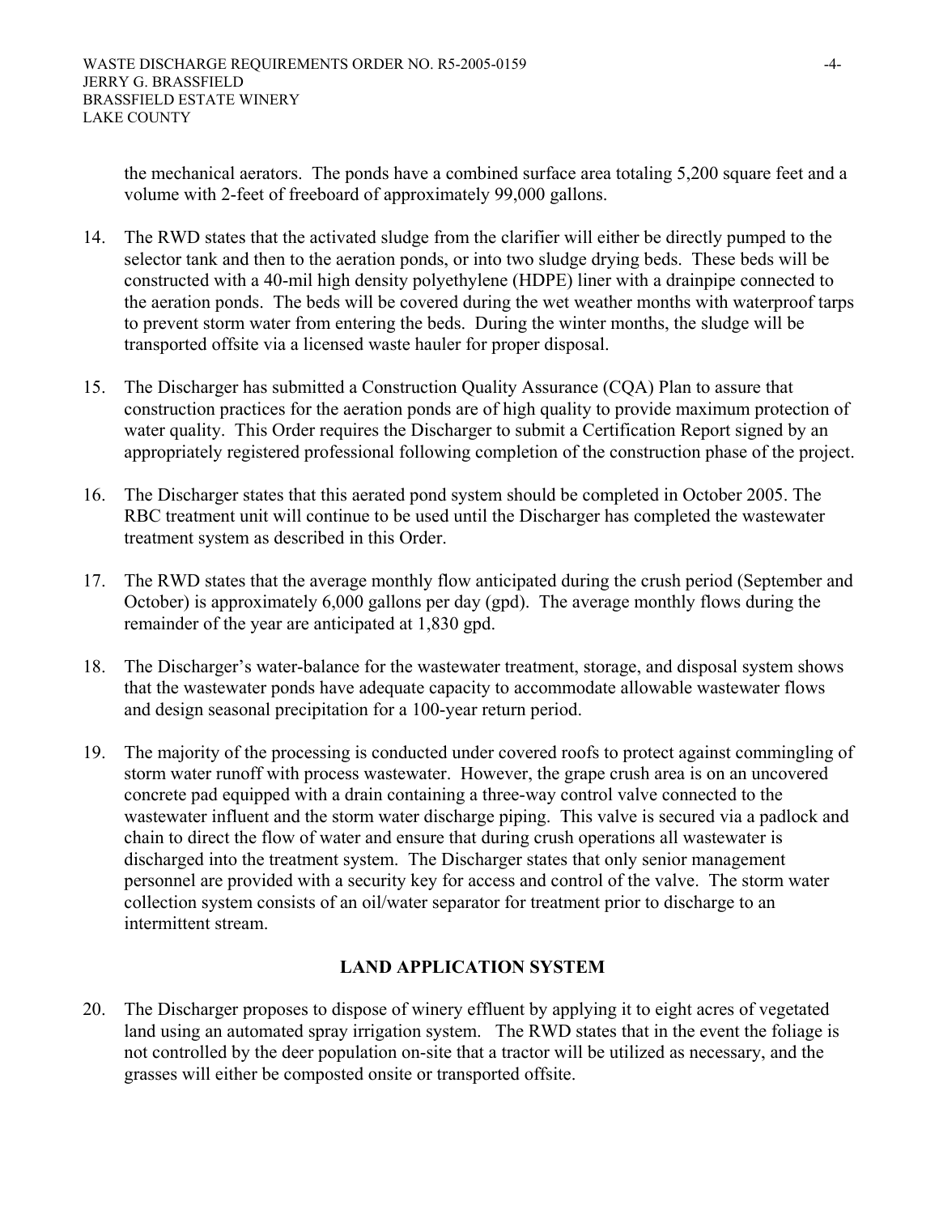the mechanical aerators. The ponds have a combined surface area totaling 5,200 square feet and a volume with 2-feet of freeboard of approximately 99,000 gallons.

14. The RWD states that the activated sludge from the clarifier will either be directly pumped to the selector tank and then to the aeration ponds, or into two sludge drying beds. These beds will be constructed with a 40-mil high density polyethylene (HDPE) liner with a drainpipe connected to the aeration ponds. The beds will be covered during the wet weather months with waterproof tarps to prevent storm water from entering the beds. During the winter months, the sludge will be transported offsite via a licensed waste hauler for proper disposal.

15. The Discharger has submitted a Construction Quality Assurance (CQA) Plan to assure that construction practices for the aeration ponds are of high quality to provide maximum protection of water quality. This Order requires the Discharger to submit a Certification Report signed by an appropriately registered professional following completion of the construction phase of the project.

16. The Discharger states that this aerated pond system should be completed in October 2005. The RBC treatment unit will continue to be used until the Discharger has completed the wastewater treatment system as described in this Order.

17. The RWD states that the average monthly flow anticipated during the crush period (September and October) is approximately 6,000 gallons per day (gpd). The average monthly flows during the remainder of the year are anticipated at 1,830 gpd.

18. The Discharger's water-balance for the wastewater treatment, storage, and disposal system shows that the wastewater ponds have adequate capacity to accommodate allowable wastewater flows and design seasonal precipitation for a 100-year return period.

19. The majority of the processing is conducted under covered roofs to protect against commingling of storm water runoff with process wastewater. However, the grape crush area is on an uncovered concrete pad equipped with a drain containing a three-way control valve connected to the wastewater influent and the storm water discharge piping. This valve is secured via a padlock and chain to direct the flow of water and ensure that during crush operations all wastewater is discharged into the treatment system. The Discharger states that only senior management personnel are provided with a security key for access and control of the valve. The storm water collection system consists of an oil/water separator for treatment prior to discharge to an intermittent stream.

## LAND APPLICATION SYSTEM

20. The Discharger proposes to dispose of winery effluent by applying it to eight acres of vegetated land using an automated spray irrigation system. The RWD states that in the event the foliage is not controlled by the deer population on-site that a tractor will be utilized as necessary, and the grasses will either be composted onsite or transported offsite.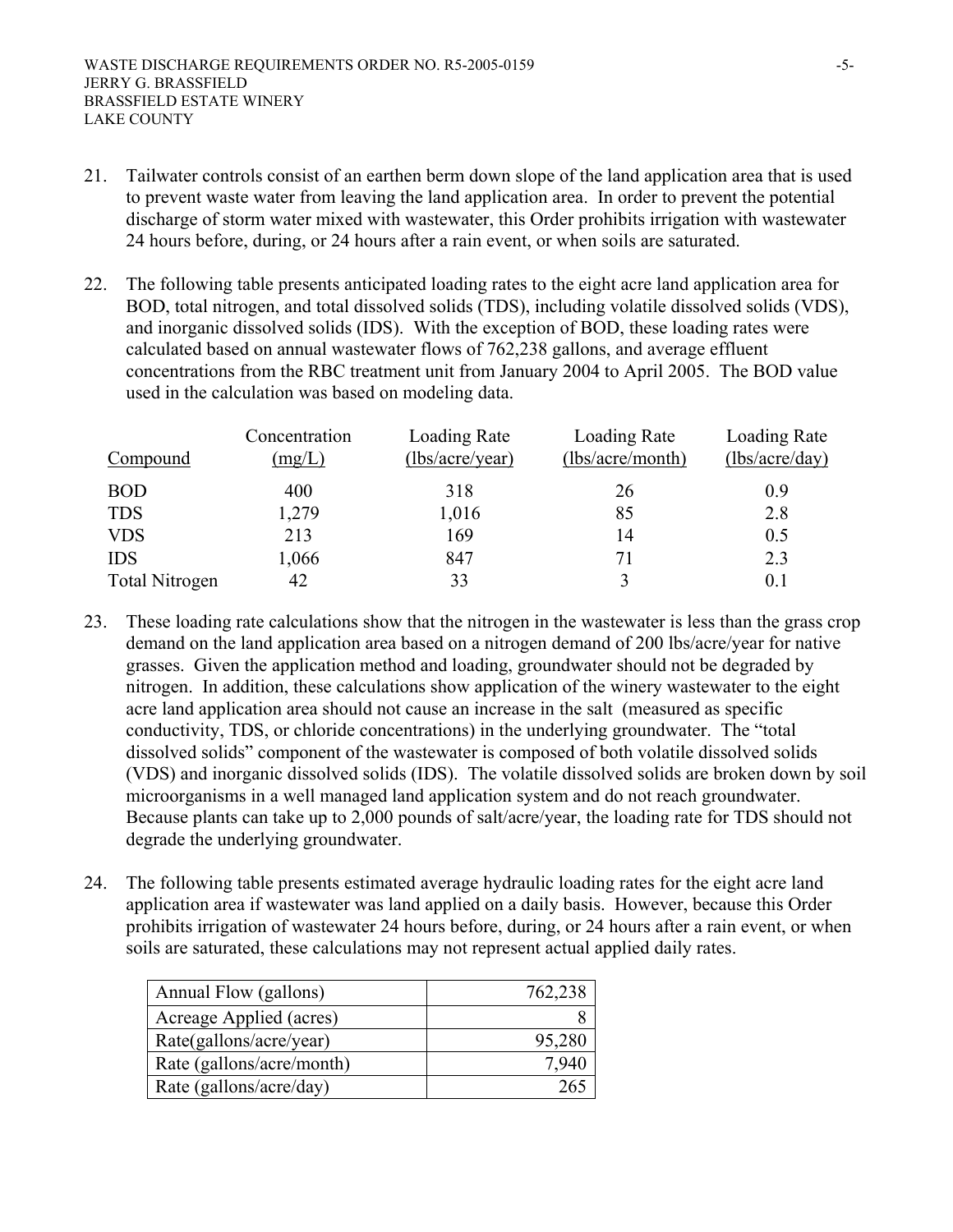21. Tailwater controls consist of an earthen berm down slope of the land application area that is used to prevent waste water from leaving the land application area. In order to prevent the potential discharge of storm water mixed with wastewater, this Order prohibits irrigation with wastewater 24 hours before, during, or 24 hours after a rain event, or when soils are saturated.

22. The following table presents anticipated loading rates to the eight acre land application area for BOD, total nitrogen, and total dissolved solids (TDS), including volatile dissolved solids (VDS), and inorganic dissolved solids (IDS). With the exception of BOD, these loading rates were calculated based on annual wastewater flows of 762,238 gallons, and average effluent concentrations from the RBC treatment unit from January 2004 to April 2005. The BOD value used in the calculation was based on modeling data.

| Compound | Concentration (mg/L) | Loading Rate (lbs/acre/year) | Loading Rate (lbs/acre/month) | Loading Rate (lbs/acre/day) |
|---|---|---|---|---|
| BOD | 400 | 318 | 26 | 0.9 |
| TDS | 1,279 | 1,016 | 85 | 2.8 |
| VDS | 213 | 169 | 14 | 0.5 |
| IDS | 1,066 | 847 | 71 | 2.3 |
| Total Nitrogen | 42 | 33 | 3 | 0.1 |

23. These loading rate calculations show that the nitrogen in the wastewater is less than the grass crop demand on the land application area based on a nitrogen demand of 200 lbs/acre/year for native grasses. Given the application method and loading, groundwater should not be degraded by nitrogen. In addition, these calculations show application of the winery wastewater to the eight acre land application area should not cause an increase in the salt (measured as specific conductivity, TDS, or chloride concentrations) in the underlying groundwater. The "total dissolved solids" component of the wastewater is composed of both volatile dissolved solids (VDS) and inorganic dissolved solids (IDS). The volatile dissolved solids are broken down by soil microorganisms in a well managed land application system and do not reach groundwater. Because plants can take up to 2,000 pounds of salt/acre/year, the loading rate for TDS should not degrade the underlying groundwater.

24. The following table presents estimated average hydraulic loading rates for the eight acre land application area if wastewater was land applied on a daily basis. However, because this Order prohibits irrigation of wastewater 24 hours before, during, or 24 hours after a rain event, or when soils are saturated, these calculations may not represent actual applied daily rates.

| | |
|---|---|
| Annual Flow (gallons) | 762,238 |
| Acreage Applied (acres) | 8 |
| Rate(gallons/acre/year) | 95,280 |
| Rate (gallons/acre/month) | 7,940 |
| Rate (gallons/acre/day) | 265 |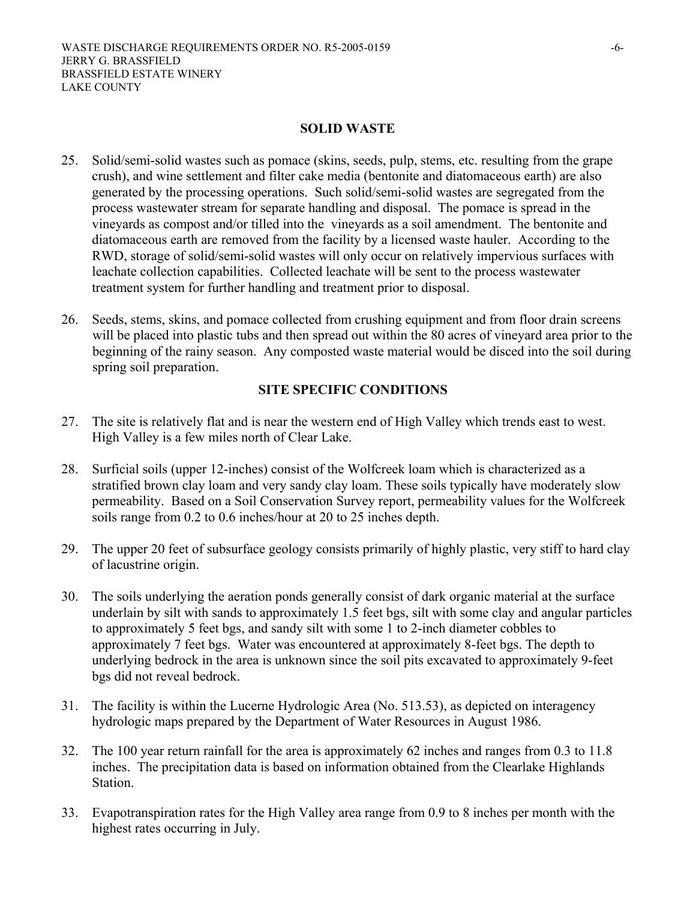## SOLID WASTE

25. Solid/semi-solid wastes such as pomace (skins, seeds, pulp, stems, etc. resulting from the grape crush), and wine settlement and filter cake media (bentonite and diatomaceous earth) are also generated by the processing operations. Such solid/semi-solid wastes are segregated from the process wastewater stream for separate handling and disposal. The pomace is spread in the vineyards as compost and/or tilled into the vineyards as a soil amendment. The bentonite and diatomaceous earth are removed from the facility by a licensed waste hauler. According to the RWD, storage of solid/semi-solid wastes will only occur on relatively impervious surfaces with leachate collection capabilities. Collected leachate will be sent to the process wastewater treatment system for further handling and treatment prior to disposal.

26. Seeds, stems, skins, and pomace collected from crushing equipment and from floor drain screens will be placed into plastic tubs and then spread out within the 80 acres of vineyard area prior to the beginning of the rainy season. Any composted waste material would be disced into the soil during spring soil preparation.

## SITE SPECIFIC CONDITIONS

27. The site is relatively flat and is near the western end of High Valley which trends east to west. High Valley is a few miles north of Clear Lake.

28. Surficial soils (upper 12-inches) consist of the Wolfcreek loam which is characterized as a stratified brown clay loam and very sandy clay loam. These soils typically have moderately slow permeability. Based on a Soil Conservation Survey report, permeability values for the Wolfcreek soils range from 0.2 to 0.6 inches/hour at 20 to 25 inches depth.

29. The upper 20 feet of subsurface geology consists primarily of highly plastic, very stiff to hard clay of lacustrine origin.

30. The soils underlying the aeration ponds generally consist of dark organic material at the surface underlain by silt with sands to approximately 1.5 feet bgs, silt with some clay and angular particles to approximately 5 feet bgs, and sandy silt with some 1 to 2-inch diameter cobbles to approximately 7 feet bgs. Water was encountered at approximately 8-feet bgs. The depth to underlying bedrock in the area is unknown since the soil pits excavated to approximately 9-feet bgs did not reveal bedrock.

31. The facility is within the Lucerne Hydrologic Area (No. 513.53), as depicted on interagency hydrologic maps prepared by the Department of Water Resources in August 1986.

32. The 100 year return rainfall for the area is approximately 62 inches and ranges from 0.3 to 11.8 inches. The precipitation data is based on information obtained from the Clearlake Highlands Station.

33. Evapotranspiration rates for the High Valley area range from 0.9 to 8 inches per month with the highest rates occurring in July.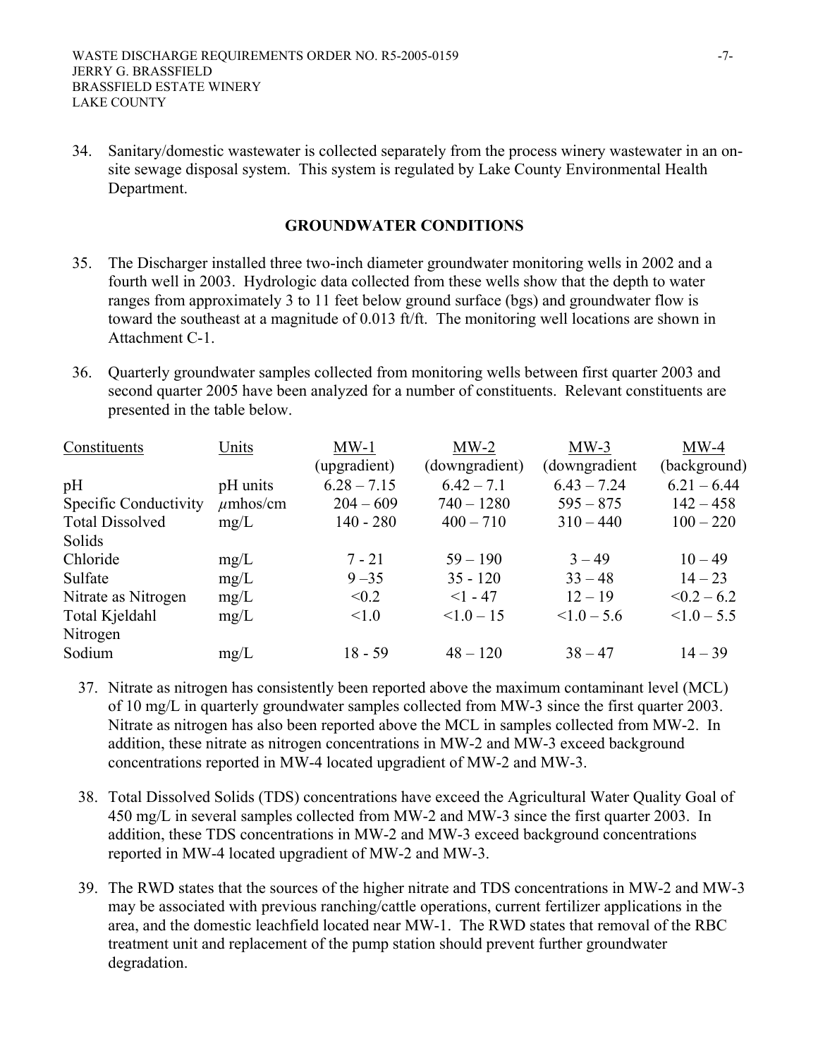34. Sanitary/domestic wastewater is collected separately from the process winery wastewater in an on-site sewage disposal system. This system is regulated by Lake County Environmental Health Department.

## GROUNDWATER CONDITIONS

35. The Discharger installed three two-inch diameter groundwater monitoring wells in 2002 and a fourth well in 2003. Hydrologic data collected from these wells show that the depth to water ranges from approximately 3 to 11 feet below ground surface (bgs) and groundwater flow is toward the southeast at a magnitude of 0.013 ft/ft. The monitoring well locations are shown in Attachment C-1.

36. Quarterly groundwater samples collected from monitoring wells between first quarter 2003 and second quarter 2005 have been analyzed for a number of constituents. Relevant constituents are presented in the table below.

| Constituents | Units | MW-1 (upgradient) | MW-2 (downgradient) | MW-3 (downgradient | MW-4 (background) |
|---|---|---|---|---|---|
| pH | pH units | 6.28 – 7.15 | 6.42 – 7.1 | 6.43 – 7.24 | 6.21 – 6.44 |
| Specific Conductivity | $\mu$mhos/cm | 204 – 609 | 740 – 1280 | 595 – 875 | 142 – 458 |
| Total Dissolved Solids | mg/L | 140 - 280 | 400 – 710 | 310 – 440 | 100 – 220 |
| Chloride | mg/L | 7 - 21 | 59 – 190 | 3 – 49 | 10 – 49 |
| Sulfate | mg/L | 9 –35 | 35 - 120 | 33 – 48 | 14 – 23 |
| Nitrate as Nitrogen | mg/L | <0.2 | <1 - 47 | 12 – 19 | <0.2 – 6.2 |
| Total Kjeldahl Nitrogen | mg/L | <1.0 | <1.0 – 15 | <1.0 – 5.6 | <1.0 – 5.5 |
| Sodium | mg/L | 18 - 59 | 48 – 120 | 38 – 47 | 14 – 39 |

37. Nitrate as nitrogen has consistently been reported above the maximum contaminant level (MCL) of 10 mg/L in quarterly groundwater samples collected from MW-3 since the first quarter 2003. Nitrate as nitrogen has also been reported above the MCL in samples collected from MW-2. In addition, these nitrate as nitrogen concentrations in MW-2 and MW-3 exceed background concentrations reported in MW-4 located upgradient of MW-2 and MW-3.

38. Total Dissolved Solids (TDS) concentrations have exceed the Agricultural Water Quality Goal of 450 mg/L in several samples collected from MW-2 and MW-3 since the first quarter 2003. In addition, these TDS concentrations in MW-2 and MW-3 exceed background concentrations reported in MW-4 located upgradient of MW-2 and MW-3.

39. The RWD states that the sources of the higher nitrate and TDS concentrations in MW-2 and MW-3 may be associated with previous ranching/cattle operations, current fertilizer applications in the area, and the domestic leachfield located near MW-1. The RWD states that removal of the RBC treatment unit and replacement of the pump station should prevent further groundwater degradation.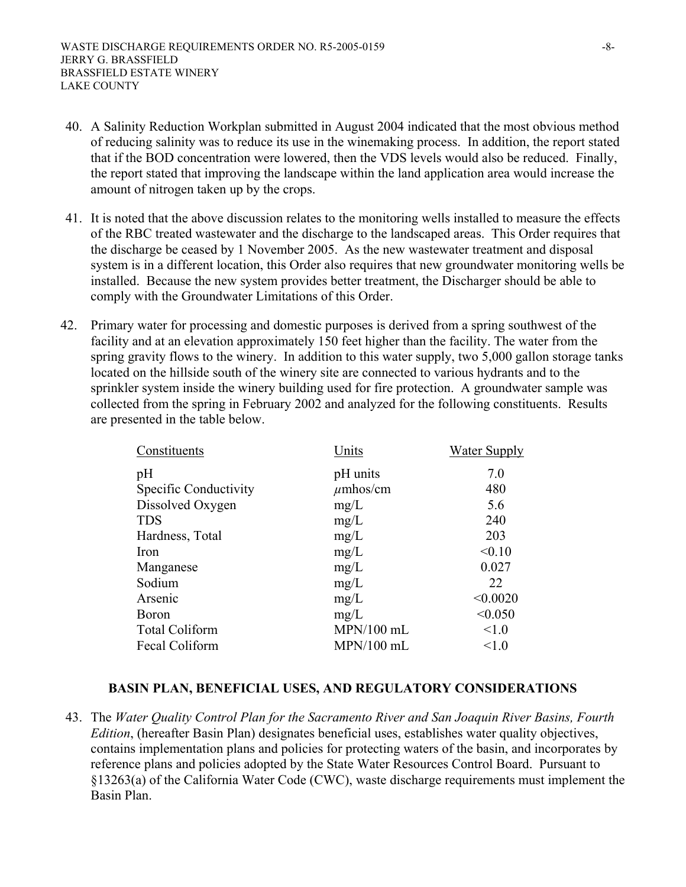40. A Salinity Reduction Workplan submitted in August 2004 indicated that the most obvious method of reducing salinity was to reduce its use in the winemaking process. In addition, the report stated that if the BOD concentration were lowered, then the VDS levels would also be reduced. Finally, the report stated that improving the landscape within the land application area would increase the amount of nitrogen taken up by the crops.

41. It is noted that the above discussion relates to the monitoring wells installed to measure the effects of the RBC treated wastewater and the discharge to the landscaped areas. This Order requires that the discharge be ceased by 1 November 2005. As the new wastewater treatment and disposal system is in a different location, this Order also requires that new groundwater monitoring wells be installed. Because the new system provides better treatment, the Discharger should be able to comply with the Groundwater Limitations of this Order.

42. Primary water for processing and domestic purposes is derived from a spring southwest of the facility and at an elevation approximately 150 feet higher than the facility. The water from the spring gravity flows to the winery. In addition to this water supply, two 5,000 gallon storage tanks located on the hillside south of the winery site are connected to various hydrants and to the sprinkler system inside the winery building used for fire protection. A groundwater sample was collected from the spring in February 2002 and analyzed for the following constituents. Results are presented in the table below.

| Constituents | Units | Water Supply |
|---|---|---|
| pH | pH units | 7.0 |
| Specific Conductivity | $\mu$mhos/cm | 480 |
| Dissolved Oxygen | mg/L | 5.6 |
| TDS | mg/L | 240 |
| Hardness, Total | mg/L | 203 |
| Iron | mg/L | <0.10 |
| Manganese | mg/L | 0.027 |
| Sodium | mg/L | 22 |
| Arsenic | mg/L | <0.0020 |
| Boron | mg/L | <0.050 |
| Total Coliform | MPN/100 mL | <1.0 |
| Fecal Coliform | MPN/100 mL | <1.0 |

## BASIN PLAN, BENEFICIAL USES, AND REGULATORY CONSIDERATIONS

43. The *Water Quality Control Plan for the Sacramento River and San Joaquin River Basins, Fourth Edition*, (hereafter Basin Plan) designates beneficial uses, establishes water quality objectives, contains implementation plans and policies for protecting waters of the basin, and incorporates by reference plans and policies adopted by the State Water Resources Control Board. Pursuant to §13263(a) of the California Water Code (CWC), waste discharge requirements must implement the Basin Plan.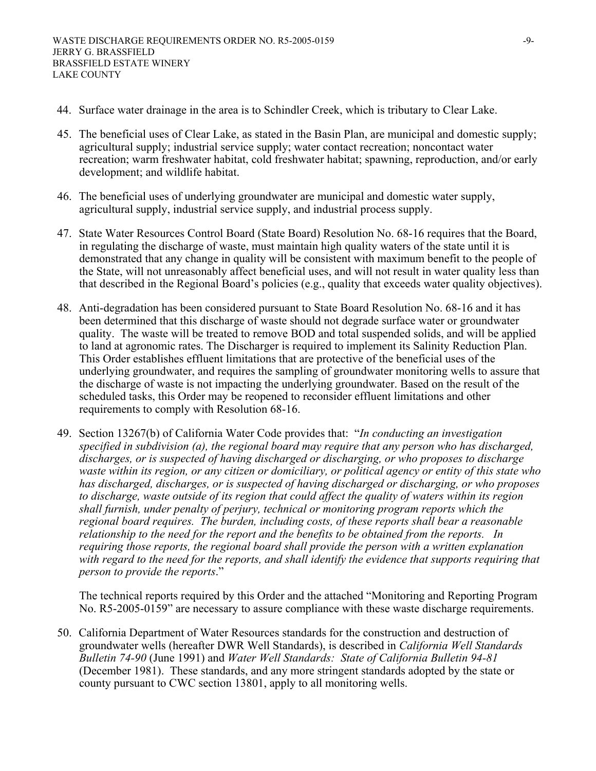44. Surface water drainage in the area is to Schindler Creek, which is tributary to Clear Lake.

45. The beneficial uses of Clear Lake, as stated in the Basin Plan, are municipal and domestic supply; agricultural supply; industrial service supply; water contact recreation; noncontact water recreation; warm freshwater habitat, cold freshwater habitat; spawning, reproduction, and/or early development; and wildlife habitat.

46. The beneficial uses of underlying groundwater are municipal and domestic water supply, agricultural supply, industrial service supply, and industrial process supply.

47. State Water Resources Control Board (State Board) Resolution No. 68-16 requires that the Board, in regulating the discharge of waste, must maintain high quality waters of the state until it is demonstrated that any change in quality will be consistent with maximum benefit to the people of the State, will not unreasonably affect beneficial uses, and will not result in water quality less than that described in the Regional Board's policies (e.g., quality that exceeds water quality objectives).

48. Anti-degradation has been considered pursuant to State Board Resolution No. 68-16 and it has been determined that this discharge of waste should not degrade surface water or groundwater quality. The waste will be treated to remove BOD and total suspended solids, and will be applied to land at agronomic rates. The Discharger is required to implement its Salinity Reduction Plan. This Order establishes effluent limitations that are protective of the beneficial uses of the underlying groundwater, and requires the sampling of groundwater monitoring wells to assure that the discharge of waste is not impacting the underlying groundwater. Based on the result of the scheduled tasks, this Order may be reopened to reconsider effluent limitations and other requirements to comply with Resolution 68-16.

49. Section 13267(b) of California Water Code provides that: "*In conducting an investigation specified in subdivision (a), the regional board may require that any person who has discharged, discharges, or is suspected of having discharged or discharging, or who proposes to discharge waste within its region, or any citizen or domiciliary, or political agency or entity of this state who has discharged, discharges, or is suspected of having discharged or discharging, or who proposes to discharge, waste outside of its region that could affect the quality of waters within its region shall furnish, under penalty of perjury, technical or monitoring program reports which the regional board requires. The burden, including costs, of these reports shall bear a reasonable relationship to the need for the report and the benefits to be obtained from the reports. In requiring those reports, the regional board shall provide the person with a written explanation with regard to the need for the reports, and shall identify the evidence that supports requiring that person to provide the reports*."

    The technical reports required by this Order and the attached "Monitoring and Reporting Program No. R5-2005-0159" are necessary to assure compliance with these waste discharge requirements.

50. California Department of Water Resources standards for the construction and destruction of groundwater wells (hereafter DWR Well Standards), is described in *California Well Standards Bulletin 74-90* (June 1991) and *Water Well Standards: State of California Bulletin 94-81* (December 1981). These standards, and any more stringent standards adopted by the state or county pursuant to CWC section 13801, apply to all monitoring wells.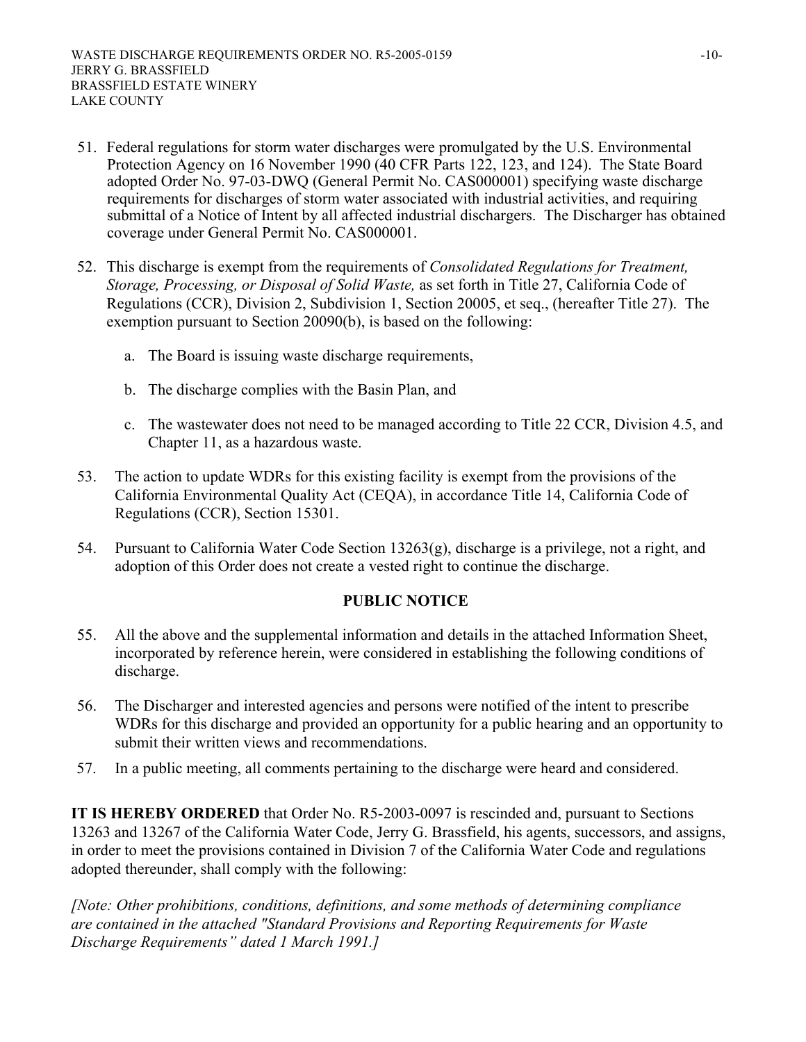51. Federal regulations for storm water discharges were promulgated by the U.S. Environmental Protection Agency on 16 November 1990 (40 CFR Parts 122, 123, and 124). The State Board adopted Order No. 97-03-DWQ (General Permit No. CAS000001) specifying waste discharge requirements for discharges of storm water associated with industrial activities, and requiring submittal of a Notice of Intent by all affected industrial dischargers. The Discharger has obtained coverage under General Permit No. CAS000001.

52. This discharge is exempt from the requirements of *Consolidated Regulations for Treatment, Storage, Processing, or Disposal of Solid Waste,* as set forth in Title 27, California Code of Regulations (CCR), Division 2, Subdivision 1, Section 20005, et seq., (hereafter Title 27). The exemption pursuant to Section 20090(b), is based on the following:

    a. The Board is issuing waste discharge requirements,

    b. The discharge complies with the Basin Plan, and

    c. The wastewater does not need to be managed according to Title 22 CCR, Division 4.5, and Chapter 11, as a hazardous waste.

53. The action to update WDRs for this existing facility is exempt from the provisions of the California Environmental Quality Act (CEQA), in accordance Title 14, California Code of Regulations (CCR), Section 15301.

54. Pursuant to California Water Code Section 13263(g), discharge is a privilege, not a right, and adoption of this Order does not create a vested right to continue the discharge.

## PUBLIC NOTICE

55. All the above and the supplemental information and details in the attached Information Sheet, incorporated by reference herein, were considered in establishing the following conditions of discharge.

56. The Discharger and interested agencies and persons were notified of the intent to prescribe WDRs for this discharge and provided an opportunity for a public hearing and an opportunity to submit their written views and recommendations.

57. In a public meeting, all comments pertaining to the discharge were heard and considered.

**IT IS HEREBY ORDERED** that Order No. R5-2003-0097 is rescinded and, pursuant to Sections 13263 and 13267 of the California Water Code, Jerry G. Brassfield, his agents, successors, and assigns, in order to meet the provisions contained in Division 7 of the California Water Code and regulations adopted thereunder, shall comply with the following:

*[Note: Other prohibitions, conditions, definitions, and some methods of determining compliance are contained in the attached "Standard Provisions and Reporting Requirements for Waste Discharge Requirements" dated 1 March 1991.]*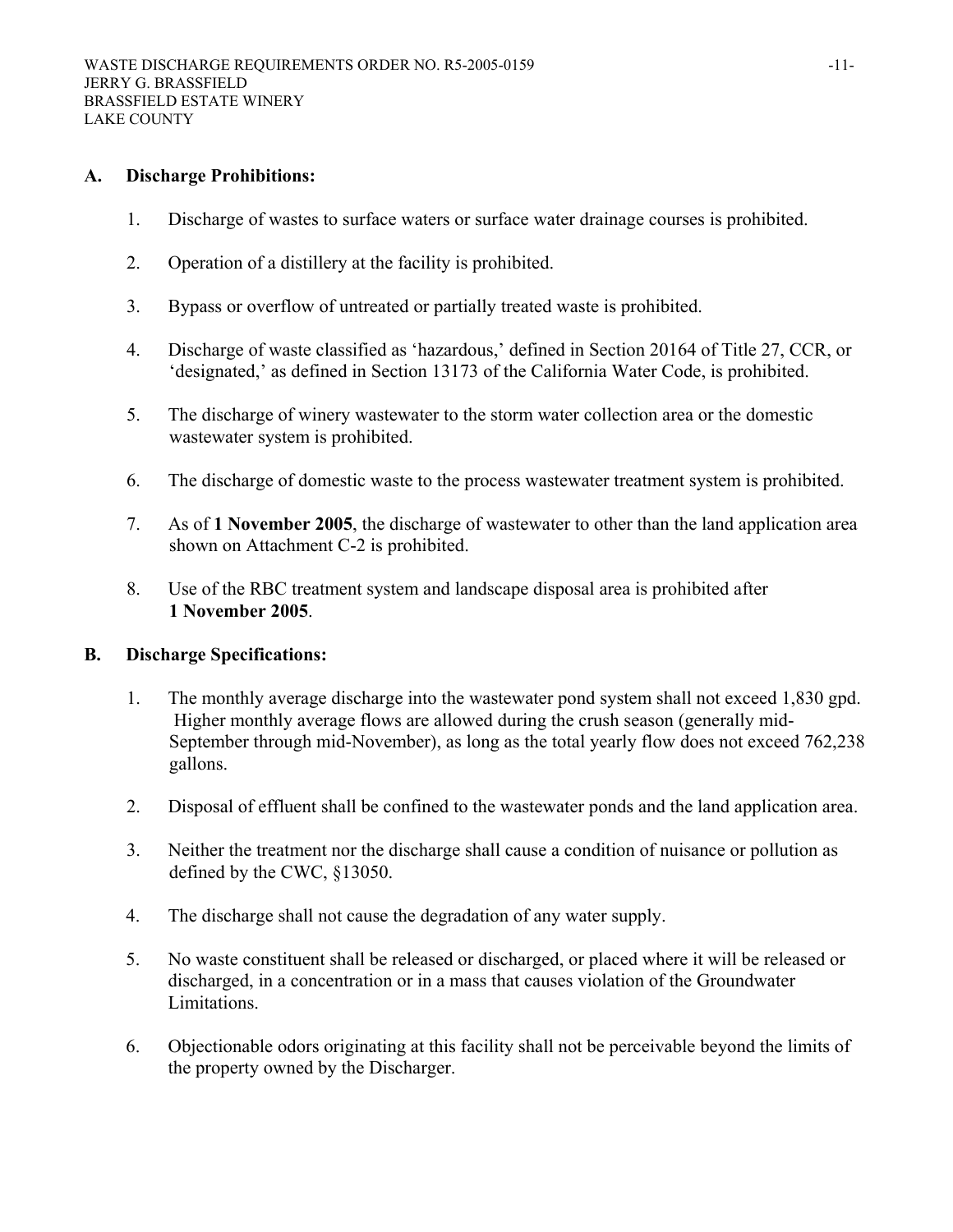## A. Discharge Prohibitions:

1. Discharge of wastes to surface waters or surface water drainage courses is prohibited.

2. Operation of a distillery at the facility is prohibited.

3. Bypass or overflow of untreated or partially treated waste is prohibited.

4. Discharge of waste classified as 'hazardous,' defined in Section 20164 of Title 27, CCR, or 'designated,' as defined in Section 13173 of the California Water Code, is prohibited.

5. The discharge of winery wastewater to the storm water collection area or the domestic wastewater system is prohibited.

6. The discharge of domestic waste to the process wastewater treatment system is prohibited.

7. As of **1 November 2005**, the discharge of wastewater to other than the land application area shown on Attachment C-2 is prohibited.

8. Use of the RBC treatment system and landscape disposal area is prohibited after **1 November 2005**.

## B. Discharge Specifications:

1. The monthly average discharge into the wastewater pond system shall not exceed 1,830 gpd. Higher monthly average flows are allowed during the crush season (generally mid-September through mid-November), as long as the total yearly flow does not exceed 762,238 gallons.

2. Disposal of effluent shall be confined to the wastewater ponds and the land application area.

3. Neither the treatment nor the discharge shall cause a condition of nuisance or pollution as defined by the CWC, §13050.

4. The discharge shall not cause the degradation of any water supply.

5. No waste constituent shall be released or discharged, or placed where it will be released or discharged, in a concentration or in a mass that causes violation of the Groundwater Limitations.

6. Objectionable odors originating at this facility shall not be perceivable beyond the limits of the property owned by the Discharger.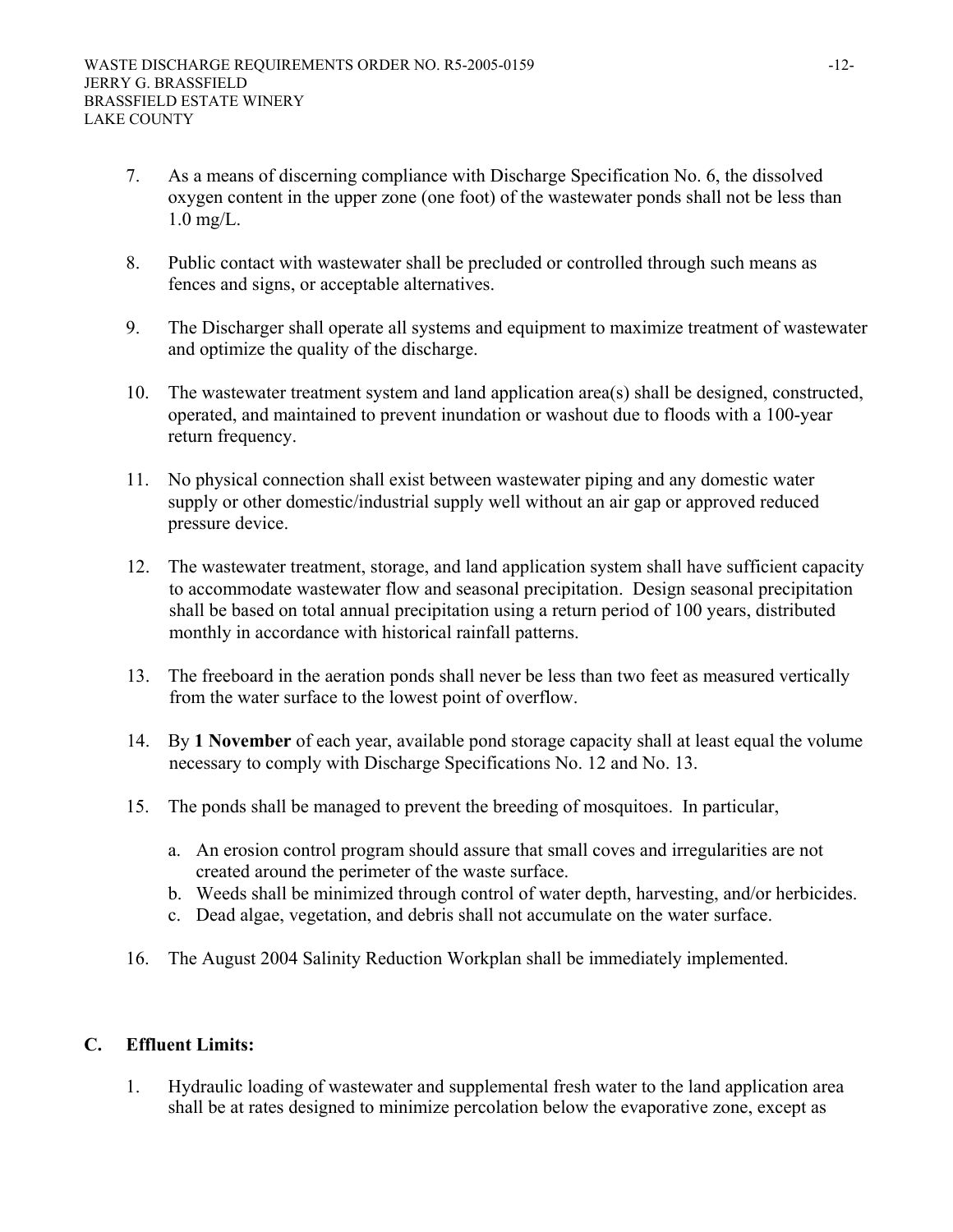7. As a means of discerning compliance with Discharge Specification No. 6, the dissolved oxygen content in the upper zone (one foot) of the wastewater ponds shall not be less than 1.0 mg/L.

8. Public contact with wastewater shall be precluded or controlled through such means as fences and signs, or acceptable alternatives.

9. The Discharger shall operate all systems and equipment to maximize treatment of wastewater and optimize the quality of the discharge.

10. The wastewater treatment system and land application area(s) shall be designed, constructed, operated, and maintained to prevent inundation or washout due to floods with a 100-year return frequency.

11. No physical connection shall exist between wastewater piping and any domestic water supply or other domestic/industrial supply well without an air gap or approved reduced pressure device.

12. The wastewater treatment, storage, and land application system shall have sufficient capacity to accommodate wastewater flow and seasonal precipitation. Design seasonal precipitation shall be based on total annual precipitation using a return period of 100 years, distributed monthly in accordance with historical rainfall patterns.

13. The freeboard in the aeration ponds shall never be less than two feet as measured vertically from the water surface to the lowest point of overflow.

14. By **1 November** of each year, available pond storage capacity shall at least equal the volume necessary to comply with Discharge Specifications No. 12 and No. 13.

15. The ponds shall be managed to prevent the breeding of mosquitoes. In particular,

    a. An erosion control program should assure that small coves and irregularities are not created around the perimeter of the waste surface.
    b. Weeds shall be minimized through control of water depth, harvesting, and/or herbicides.
    c. Dead algae, vegetation, and debris shall not accumulate on the water surface.

16. The August 2004 Salinity Reduction Workplan shall be immediately implemented.

## C. Effluent Limits:

1. Hydraulic loading of wastewater and supplemental fresh water to the land application area shall be at rates designed to minimize percolation below the evaporative zone, except as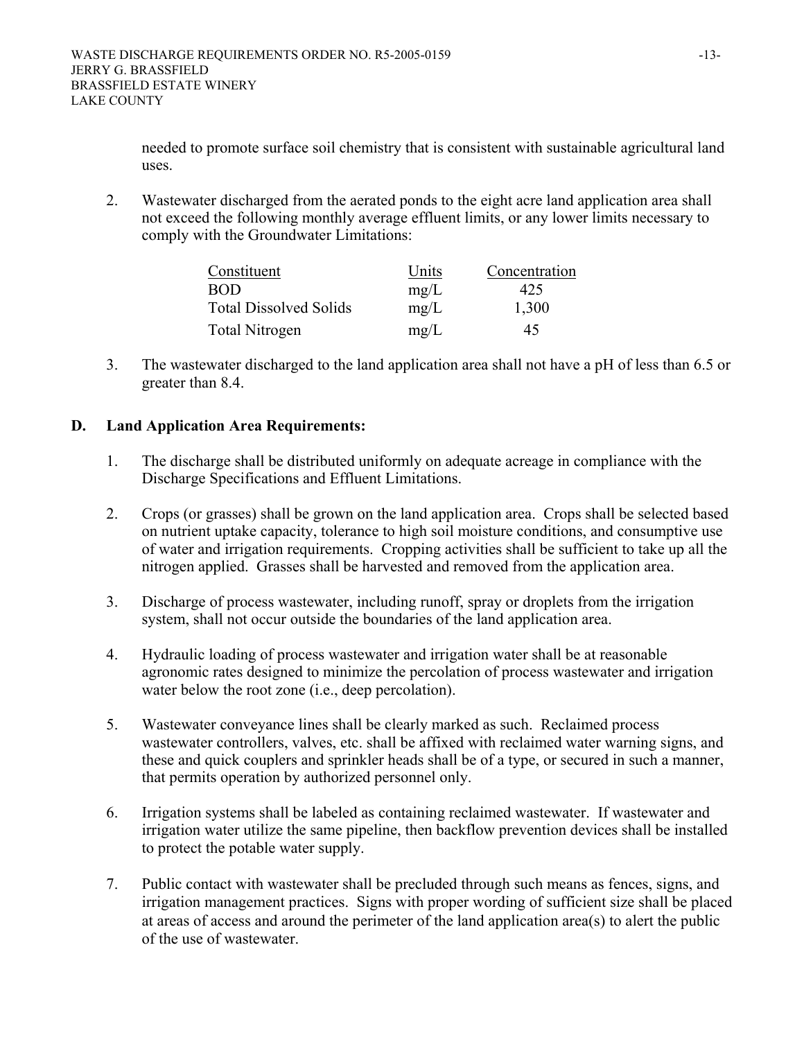needed to promote surface soil chemistry that is consistent with sustainable agricultural land uses.

2. Wastewater discharged from the aerated ponds to the eight acre land application area shall not exceed the following monthly average effluent limits, or any lower limits necessary to comply with the Groundwater Limitations:

| Constituent | Units | Concentration |
|---|---|---|
| BOD | mg/L | 425 |
| Total Dissolved Solids | mg/L | 1,300 |
| Total Nitrogen | mg/L | 45 |

3. The wastewater discharged to the land application area shall not have a pH of less than 6.5 or greater than 8.4.

## D. Land Application Area Requirements:

1. The discharge shall be distributed uniformly on adequate acreage in compliance with the Discharge Specifications and Effluent Limitations.

2. Crops (or grasses) shall be grown on the land application area. Crops shall be selected based on nutrient uptake capacity, tolerance to high soil moisture conditions, and consumptive use of water and irrigation requirements. Cropping activities shall be sufficient to take up all the nitrogen applied. Grasses shall be harvested and removed from the application area.

3. Discharge of process wastewater, including runoff, spray or droplets from the irrigation system, shall not occur outside the boundaries of the land application area.

4. Hydraulic loading of process wastewater and irrigation water shall be at reasonable agronomic rates designed to minimize the percolation of process wastewater and irrigation water below the root zone (i.e., deep percolation).

5. Wastewater conveyance lines shall be clearly marked as such. Reclaimed process wastewater controllers, valves, etc. shall be affixed with reclaimed water warning signs, and these and quick couplers and sprinkler heads shall be of a type, or secured in such a manner, that permits operation by authorized personnel only.

6. Irrigation systems shall be labeled as containing reclaimed wastewater. If wastewater and irrigation water utilize the same pipeline, then backflow prevention devices shall be installed to protect the potable water supply.

7. Public contact with wastewater shall be precluded through such means as fences, signs, and irrigation management practices. Signs with proper wording of sufficient size shall be placed at areas of access and around the perimeter of the land application area(s) to alert the public of the use of wastewater.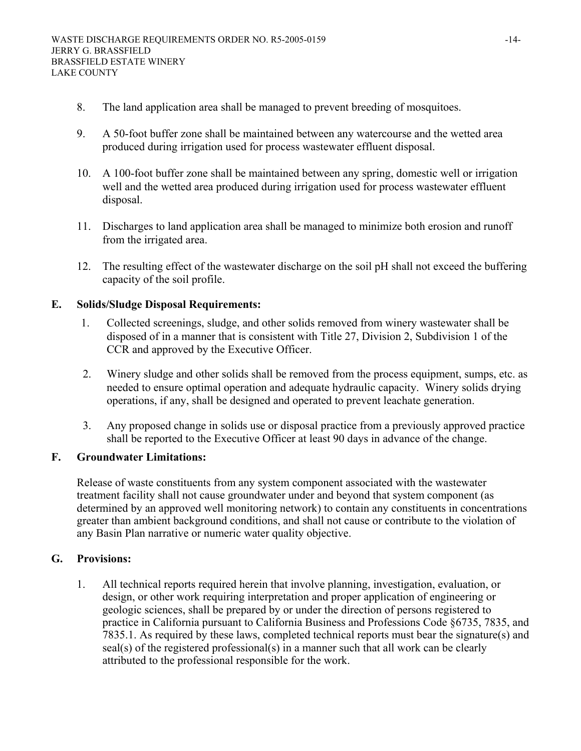8. The land application area shall be managed to prevent breeding of mosquitoes.

9. A 50-foot buffer zone shall be maintained between any watercourse and the wetted area produced during irrigation used for process wastewater effluent disposal.

10. A 100-foot buffer zone shall be maintained between any spring, domestic well or irrigation well and the wetted area produced during irrigation used for process wastewater effluent disposal.

11. Discharges to land application area shall be managed to minimize both erosion and runoff from the irrigated area.

12. The resulting effect of the wastewater discharge on the soil pH shall not exceed the buffering capacity of the soil profile.

## E. Solids/Sludge Disposal Requirements:

1. Collected screenings, sludge, and other solids removed from winery wastewater shall be disposed of in a manner that is consistent with Title 27, Division 2, Subdivision 1 of the CCR and approved by the Executive Officer.

2. Winery sludge and other solids shall be removed from the process equipment, sumps, etc. as needed to ensure optimal operation and adequate hydraulic capacity. Winery solids drying operations, if any, shall be designed and operated to prevent leachate generation.

3. Any proposed change in solids use or disposal practice from a previously approved practice shall be reported to the Executive Officer at least 90 days in advance of the change.

## F. Groundwater Limitations:

Release of waste constituents from any system component associated with the wastewater treatment facility shall not cause groundwater under and beyond that system component (as determined by an approved well monitoring network) to contain any constituents in concentrations greater than ambient background conditions, and shall not cause or contribute to the violation of any Basin Plan narrative or numeric water quality objective.

## G. Provisions:

1. All technical reports required herein that involve planning, investigation, evaluation, or design, or other work requiring interpretation and proper application of engineering or geologic sciences, shall be prepared by or under the direction of persons registered to practice in California pursuant to California Business and Professions Code §6735, 7835, and 7835.1. As required by these laws, completed technical reports must bear the signature(s) and seal(s) of the registered professional(s) in a manner such that all work can be clearly attributed to the professional responsible for the work.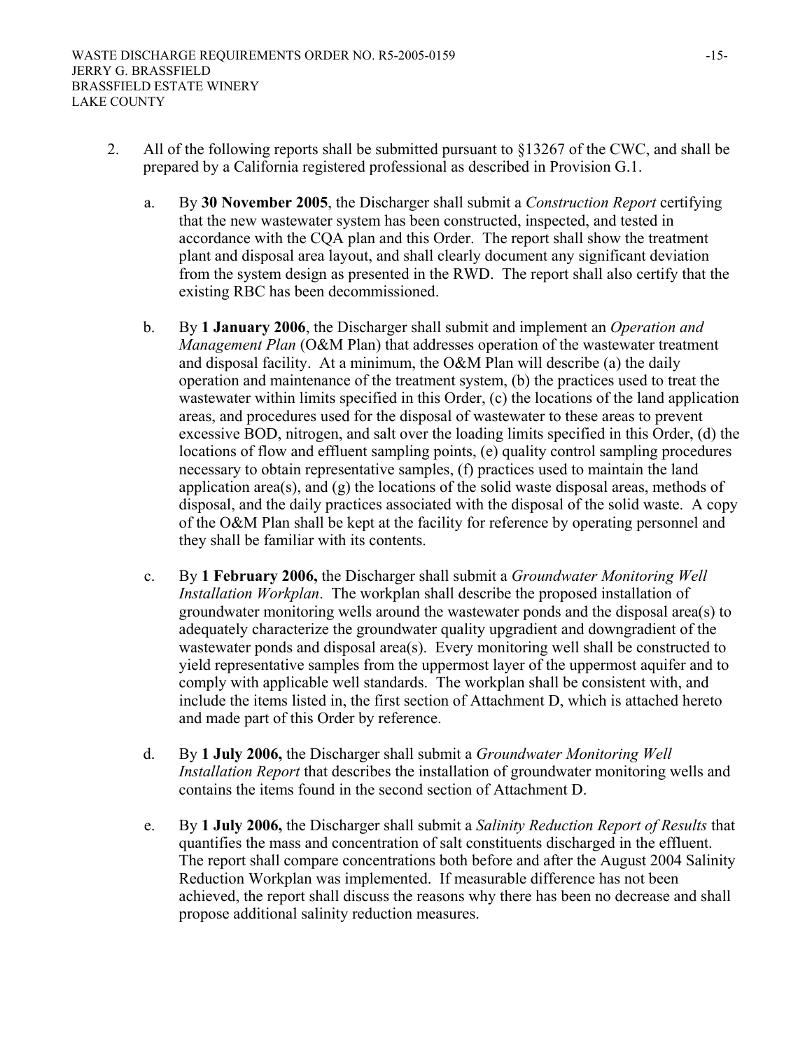2. All of the following reports shall be submitted pursuant to §13267 of the CWC, and shall be prepared by a California registered professional as described in Provision G.1.

   a. By **30 November 2005**, the Discharger shall submit a *Construction Report* certifying that the new wastewater system has been constructed, inspected, and tested in accordance with the CQA plan and this Order. The report shall show the treatment plant and disposal area layout, and shall clearly document any significant deviation from the system design as presented in the RWD. The report shall also certify that the existing RBC has been decommissioned.

   b. By **1 January 2006**, the Discharger shall submit and implement an *Operation and Management Plan* (O&M Plan) that addresses operation of the wastewater treatment and disposal facility. At a minimum, the O&M Plan will describe (a) the daily operation and maintenance of the treatment system, (b) the practices used to treat the wastewater within limits specified in this Order, (c) the locations of the land application areas, and procedures used for the disposal of wastewater to these areas to prevent excessive BOD, nitrogen, and salt over the loading limits specified in this Order, (d) the locations of flow and effluent sampling points, (e) quality control sampling procedures necessary to obtain representative samples, (f) practices used to maintain the land application area(s), and (g) the locations of the solid waste disposal areas, methods of disposal, and the daily practices associated with the disposal of the solid waste. A copy of the O&M Plan shall be kept at the facility for reference by operating personnel and they shall be familiar with its contents.

   c. By **1 February 2006,** the Discharger shall submit a *Groundwater Monitoring Well Installation Workplan*. The workplan shall describe the proposed installation of groundwater monitoring wells around the wastewater ponds and the disposal area(s) to adequately characterize the groundwater quality upgradient and downgradient of the wastewater ponds and disposal area(s). Every monitoring well shall be constructed to yield representative samples from the uppermost layer of the uppermost aquifer and to comply with applicable well standards. The workplan shall be consistent with, and include the items listed in, the first section of Attachment D, which is attached hereto and made part of this Order by reference.

   d. By **1 July 2006,** the Discharger shall submit a *Groundwater Monitoring Well Installation Report* that describes the installation of groundwater monitoring wells and contains the items found in the second section of Attachment D.

   e. By **1 July 2006,** the Discharger shall submit a *Salinity Reduction Report of Results* that quantifies the mass and concentration of salt constituents discharged in the effluent. The report shall compare concentrations both before and after the August 2004 Salinity Reduction Workplan was implemented. If measurable difference has not been achieved, the report shall discuss the reasons why there has been no decrease and shall propose additional salinity reduction measures.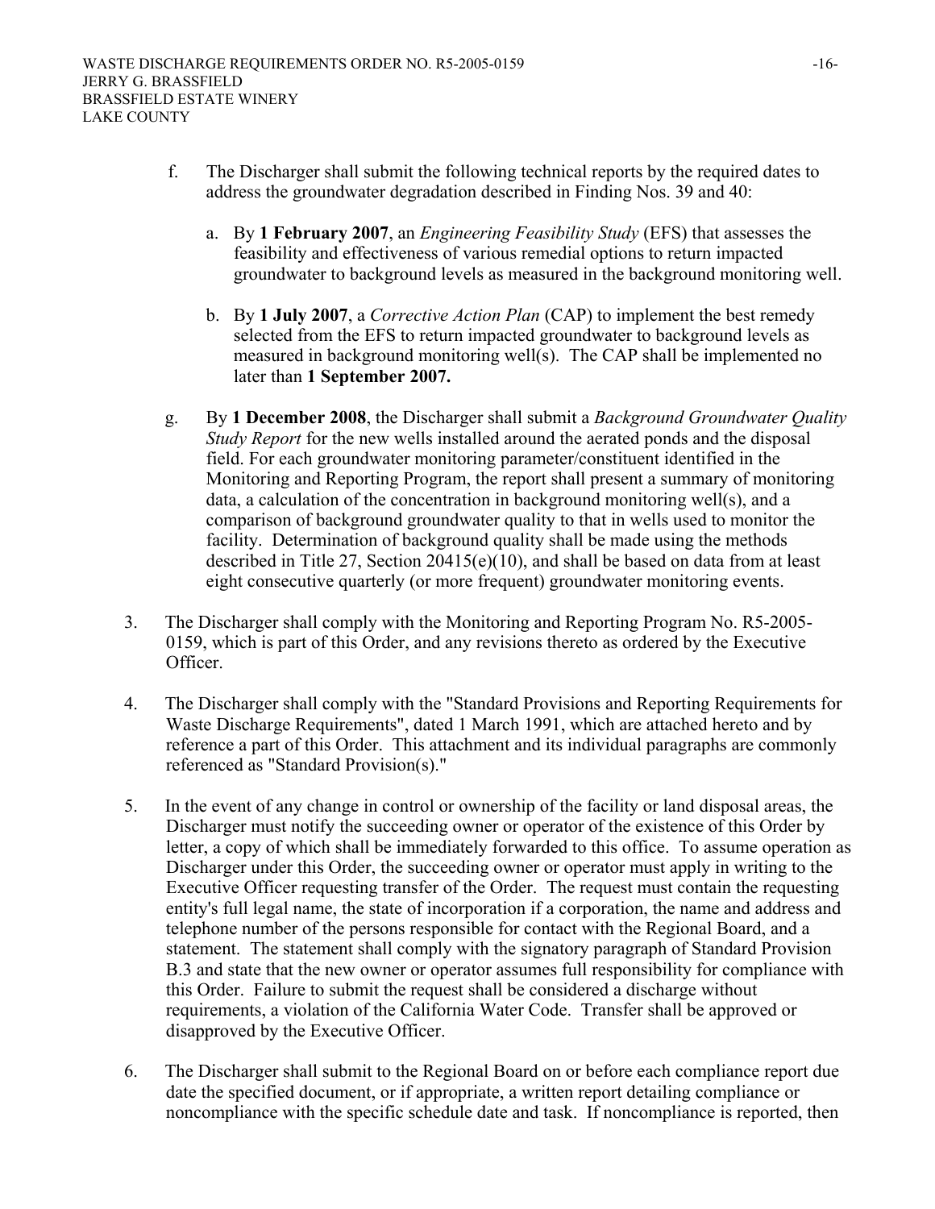f. The Discharger shall submit the following technical reports by the required dates to address the groundwater degradation described in Finding Nos. 39 and 40:

   a. By **1 February 2007**, an *Engineering Feasibility Study* (EFS) that assesses the feasibility and effectiveness of various remedial options to return impacted groundwater to background levels as measured in the background monitoring well.

   b. By **1 July 2007**, a *Corrective Action Plan* (CAP) to implement the best remedy selected from the EFS to return impacted groundwater to background levels as measured in background monitoring well(s). The CAP shall be implemented no later than **1 September 2007.**

g. By **1 December 2008**, the Discharger shall submit a *Background Groundwater Quality Study Report* for the new wells installed around the aerated ponds and the disposal field. For each groundwater monitoring parameter/constituent identified in the Monitoring and Reporting Program, the report shall present a summary of monitoring data, a calculation of the concentration in background monitoring well(s), and a comparison of background groundwater quality to that in wells used to monitor the facility. Determination of background quality shall be made using the methods described in Title 27, Section 20415(e)(10), and shall be based on data from at least eight consecutive quarterly (or more frequent) groundwater monitoring events.

3. The Discharger shall comply with the Monitoring and Reporting Program No. R5-2005-0159, which is part of this Order, and any revisions thereto as ordered by the Executive Officer.

4. The Discharger shall comply with the "Standard Provisions and Reporting Requirements for Waste Discharge Requirements", dated 1 March 1991, which are attached hereto and by reference a part of this Order. This attachment and its individual paragraphs are commonly referenced as "Standard Provision(s)."

5. In the event of any change in control or ownership of the facility or land disposal areas, the Discharger must notify the succeeding owner or operator of the existence of this Order by letter, a copy of which shall be immediately forwarded to this office. To assume operation as Discharger under this Order, the succeeding owner or operator must apply in writing to the Executive Officer requesting transfer of the Order. The request must contain the requesting entity's full legal name, the state of incorporation if a corporation, the name and address and telephone number of the persons responsible for contact with the Regional Board, and a statement. The statement shall comply with the signatory paragraph of Standard Provision B.3 and state that the new owner or operator assumes full responsibility for compliance with this Order. Failure to submit the request shall be considered a discharge without requirements, a violation of the California Water Code. Transfer shall be approved or disapproved by the Executive Officer.

6. The Discharger shall submit to the Regional Board on or before each compliance report due date the specified document, or if appropriate, a written report detailing compliance or noncompliance with the specific schedule date and task. If noncompliance is reported, then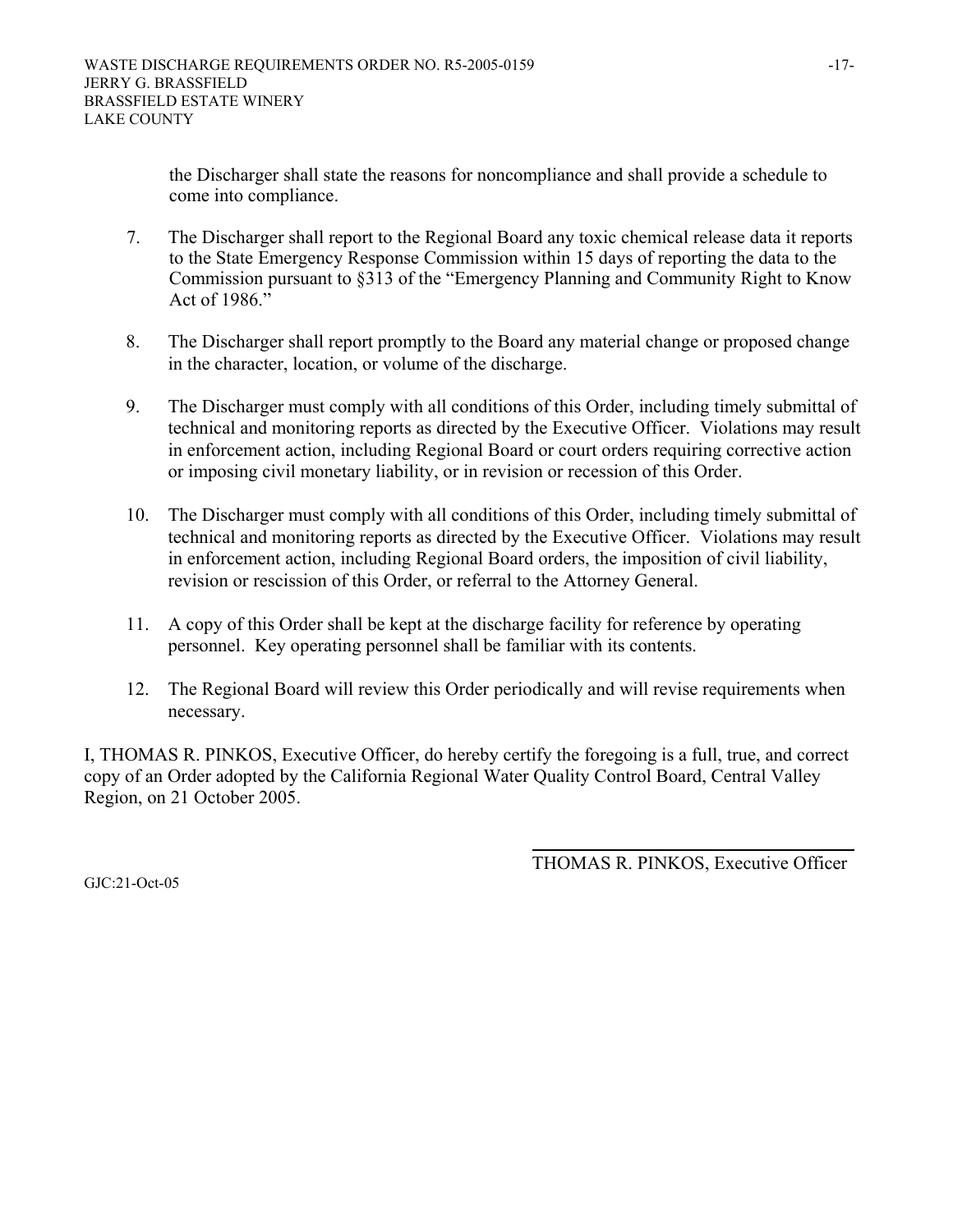the Discharger shall state the reasons for noncompliance and shall provide a schedule to come into compliance.

7. The Discharger shall report to the Regional Board any toxic chemical release data it reports to the State Emergency Response Commission within 15 days of reporting the data to the Commission pursuant to §313 of the "Emergency Planning and Community Right to Know Act of 1986."

8. The Discharger shall report promptly to the Board any material change or proposed change in the character, location, or volume of the discharge.

9. The Discharger must comply with all conditions of this Order, including timely submittal of technical and monitoring reports as directed by the Executive Officer. Violations may result in enforcement action, including Regional Board or court orders requiring corrective action or imposing civil monetary liability, or in revision or recession of this Order.

10. The Discharger must comply with all conditions of this Order, including timely submittal of technical and monitoring reports as directed by the Executive Officer. Violations may result in enforcement action, including Regional Board orders, the imposition of civil liability, revision or rescission of this Order, or referral to the Attorney General.

11. A copy of this Order shall be kept at the discharge facility for reference by operating personnel. Key operating personnel shall be familiar with its contents.

12. The Regional Board will review this Order periodically and will revise requirements when necessary.

I, THOMAS R. PINKOS, Executive Officer, do hereby certify the foregoing is a full, true, and correct copy of an Order adopted by the California Regional Water Quality Control Board, Central Valley Region, on 21 October 2005.

THOMAS R. PINKOS, Executive Officer

GJC:21-Oct-05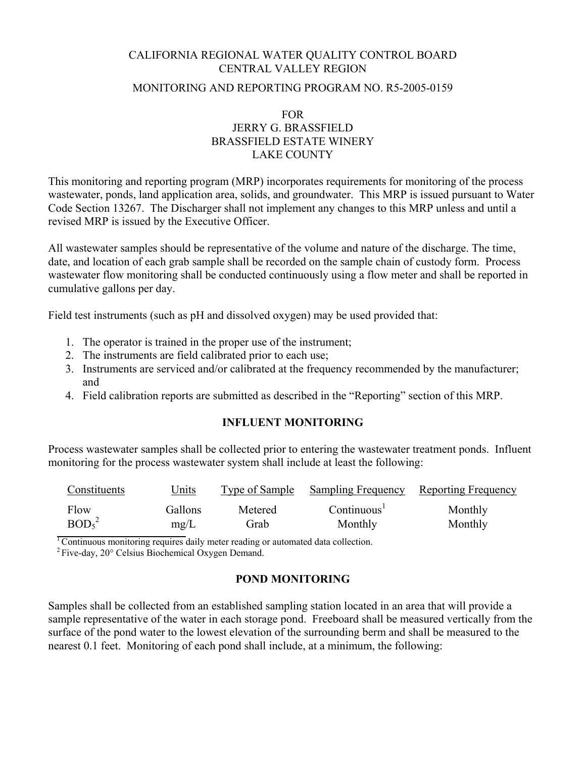CALIFORNIA REGIONAL WATER QUALITY CONTROL BOARD
CENTRAL VALLEY REGION

MONITORING AND REPORTING PROGRAM NO. R5-2005-0159

FOR
JERRY G. BRASSFIELD
BRASSFIELD ESTATE WINERY
LAKE COUNTY

This monitoring and reporting program (MRP) incorporates requirements for monitoring of the process wastewater, ponds, land application area, solids, and groundwater. This MRP is issued pursuant to Water Code Section 13267. The Discharger shall not implement any changes to this MRP unless and until a revised MRP is issued by the Executive Officer.

All wastewater samples should be representative of the volume and nature of the discharge. The time, date, and location of each grab sample shall be recorded on the sample chain of custody form. Process wastewater flow monitoring shall be conducted continuously using a flow meter and shall be reported in cumulative gallons per day.

Field test instruments (such as pH and dissolved oxygen) may be used provided that:

1. The operator is trained in the proper use of the instrument;
2. The instruments are field calibrated prior to each use;
3. Instruments are serviced and/or calibrated at the frequency recommended by the manufacturer; and
4. Field calibration reports are submitted as described in the "Reporting" section of this MRP.

## INFLUENT MONITORING

Process wastewater samples shall be collected prior to entering the wastewater treatment ponds. Influent monitoring for the process wastewater system shall include at least the following:

| Constituents | Units | Type of Sample | Sampling Frequency | Reporting Frequency |
|---|---|---|---|---|
| Flow | Gallons | Metered | Continuous[1] | Monthly |
| $BOD_5$[2] | mg/L | Grab | Monthly | Monthly |

[1] Continuous monitoring requires daily meter reading or automated data collection.
[2] Five-day, 20° Celsius Biochemical Oxygen Demand.

## POND MONITORING

Samples shall be collected from an established sampling station located in an area that will provide a sample representative of the water in each storage pond. Freeboard shall be measured vertically from the surface of the pond water to the lowest elevation of the surrounding berm and shall be measured to the nearest 0.1 feet. Monitoring of each pond shall include, at a minimum, the following: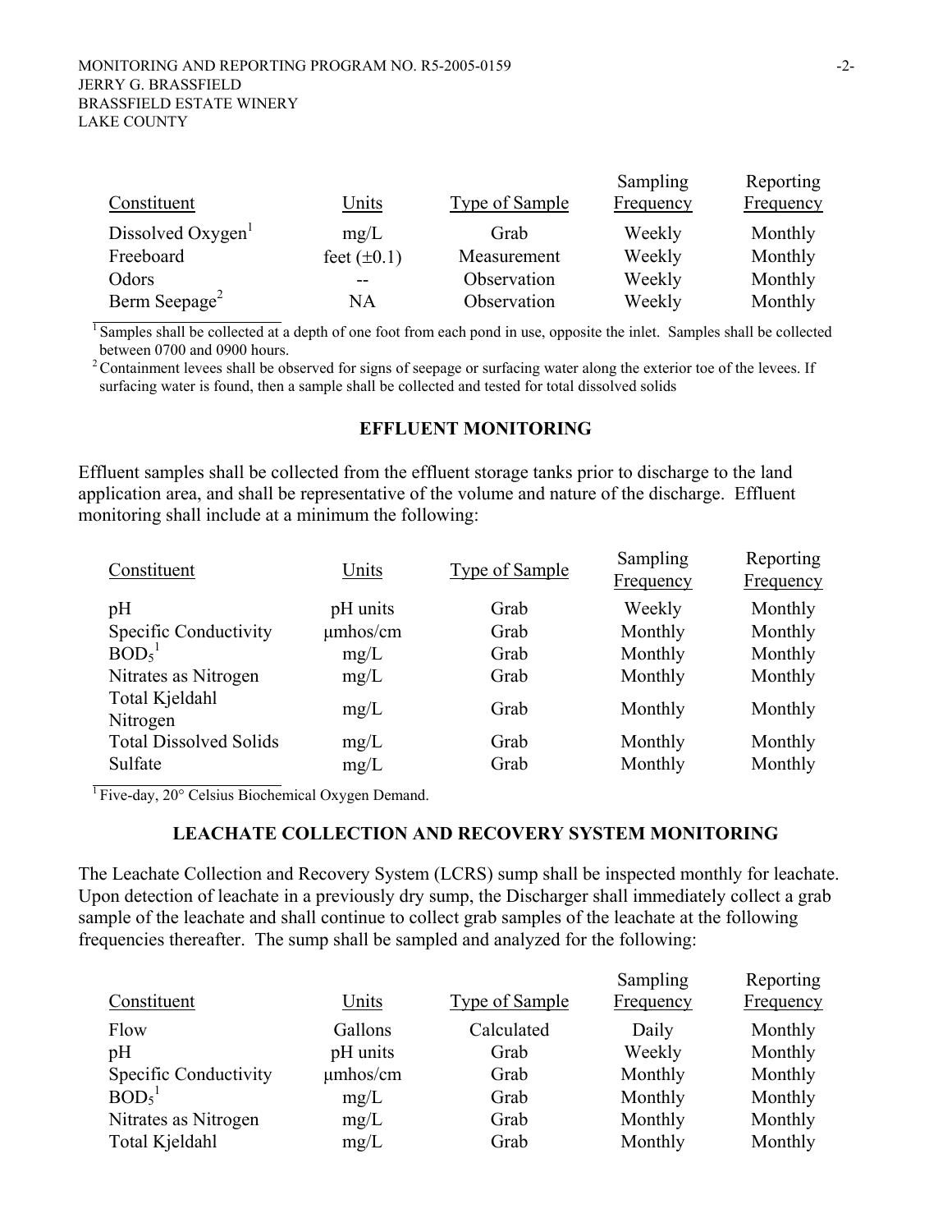| Constituent | Units | Type of Sample | Sampling Frequency | Reporting Frequency |
|---|---|---|---|---|
| Dissolved Oxygen[1] | mg/L | Grab | Weekly | Monthly |
| Freeboard | feet (±0.1) | Measurement | Weekly | Monthly |
| Odors | -- | Observation | Weekly | Monthly |
| Berm Seepage[2] | NA | Observation | Weekly | Monthly |

[1] Samples shall be collected at a depth of one foot from each pond in use, opposite the inlet. Samples shall be collected between 0700 and 0900 hours.

[2] Containment levees shall be observed for signs of seepage or surfacing water along the exterior toe of the levees. If surfacing water is found, then a sample shall be collected and tested for total dissolved solids

## EFFLUENT MONITORING

Effluent samples shall be collected from the effluent storage tanks prior to discharge to the land application area, and shall be representative of the volume and nature of the discharge. Effluent monitoring shall include at a minimum the following:

| Constituent | Units | Type of Sample | Sampling Frequency | Reporting Frequency |
|---|---|---|---|---|
| pH | pH units | Grab | Weekly | Monthly |
| Specific Conductivity | μmhos/cm | Grab | Monthly | Monthly |
| $BOD_5$[1] | mg/L | Grab | Monthly | Monthly |
| Nitrates as Nitrogen | mg/L | Grab | Monthly | Monthly |
| Total Kjeldahl Nitrogen | mg/L | Grab | Monthly | Monthly |
| Total Dissolved Solids | mg/L | Grab | Monthly | Monthly |
| Sulfate | mg/L | Grab | Monthly | Monthly |

[1] Five-day, 20° Celsius Biochemical Oxygen Demand.

## LEACHATE COLLECTION AND RECOVERY SYSTEM MONITORING

The Leachate Collection and Recovery System (LCRS) sump shall be inspected monthly for leachate. Upon detection of leachate in a previously dry sump, the Discharger shall immediately collect a grab sample of the leachate and shall continue to collect grab samples of the leachate at the following frequencies thereafter. The sump shall be sampled and analyzed for the following:

| Constituent | Units | Type of Sample | Sampling Frequency | Reporting Frequency |
|---|---|---|---|---|
| Flow | Gallons | Calculated | Daily | Monthly |
| pH | pH units | Grab | Weekly | Monthly |
| Specific Conductivity | μmhos/cm | Grab | Monthly | Monthly |
| $BOD_5$[1] | mg/L | Grab | Monthly | Monthly |
| Nitrates as Nitrogen | mg/L | Grab | Monthly | Monthly |
| Total Kjeldahl | mg/L | Grab | Monthly | Monthly |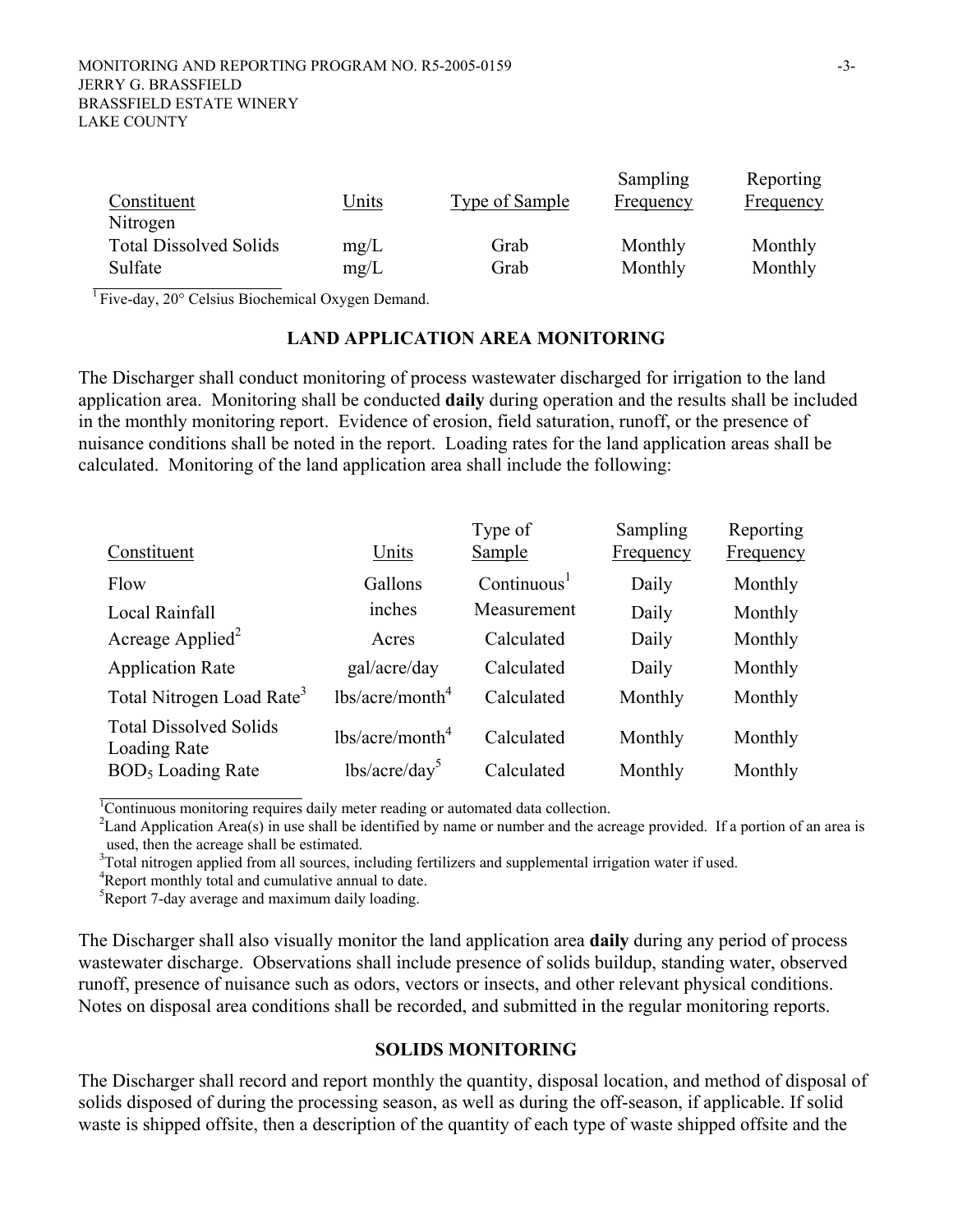| Constituent | Units | Type of Sample | Sampling Frequency | Reporting Frequency |
|---|---|---|---|---|
| Nitrogen | | | | |
| Total Dissolved Solids | mg/L | Grab | Monthly | Monthly |
| Sulfate | mg/L | Grab | Monthly | Monthly |

[1] Five-day, 20° Celsius Biochemical Oxygen Demand.

## LAND APPLICATION AREA MONITORING

The Discharger shall conduct monitoring of process wastewater discharged for irrigation to the land application area. Monitoring shall be conducted **daily** during operation and the results shall be included in the monthly monitoring report. Evidence of erosion, field saturation, runoff, or the presence of nuisance conditions shall be noted in the report. Loading rates for the land application areas shall be calculated. Monitoring of the land application area shall include the following:

| Constituent | Units | Type of Sample | Sampling Frequency | Reporting Frequency |
|---|---|---|---|---|
| Flow | Gallons | Continuous[1] | Daily | Monthly |
| Local Rainfall | inches | Measurement | Daily | Monthly |
| Acreage Applied[2] | Acres | Calculated | Daily | Monthly |
| Application Rate | gal/acre/day | Calculated | Daily | Monthly |
| Total Nitrogen Load Rate[3] | lbs/acre/month[4] | Calculated | Monthly | Monthly |
| Total Dissolved Solids Loading Rate | lbs/acre/month[4] | Calculated | Monthly | Monthly |
| $BOD_5$ Loading Rate | lbs/acre/day[5] | Calculated | Monthly | Monthly |

[1] Continuous monitoring requires daily meter reading or automated data collection.
[2] Land Application Area(s) in use shall be identified by name or number and the acreage provided. If a portion of an area is used, then the acreage shall be estimated.
[3] Total nitrogen applied from all sources, including fertilizers and supplemental irrigation water if used.
[4] Report monthly total and cumulative annual to date.
[5] Report 7-day average and maximum daily loading.

The Discharger shall also visually monitor the land application area **daily** during any period of process wastewater discharge. Observations shall include presence of solids buildup, standing water, observed runoff, presence of nuisance such as odors, vectors or insects, and other relevant physical conditions. Notes on disposal area conditions shall be recorded, and submitted in the regular monitoring reports.

## SOLIDS MONITORING

The Discharger shall record and report monthly the quantity, disposal location, and method of disposal of solids disposed of during the processing season, as well as during the off-season, if applicable. If solid waste is shipped offsite, then a description of the quantity of each type of waste shipped offsite and the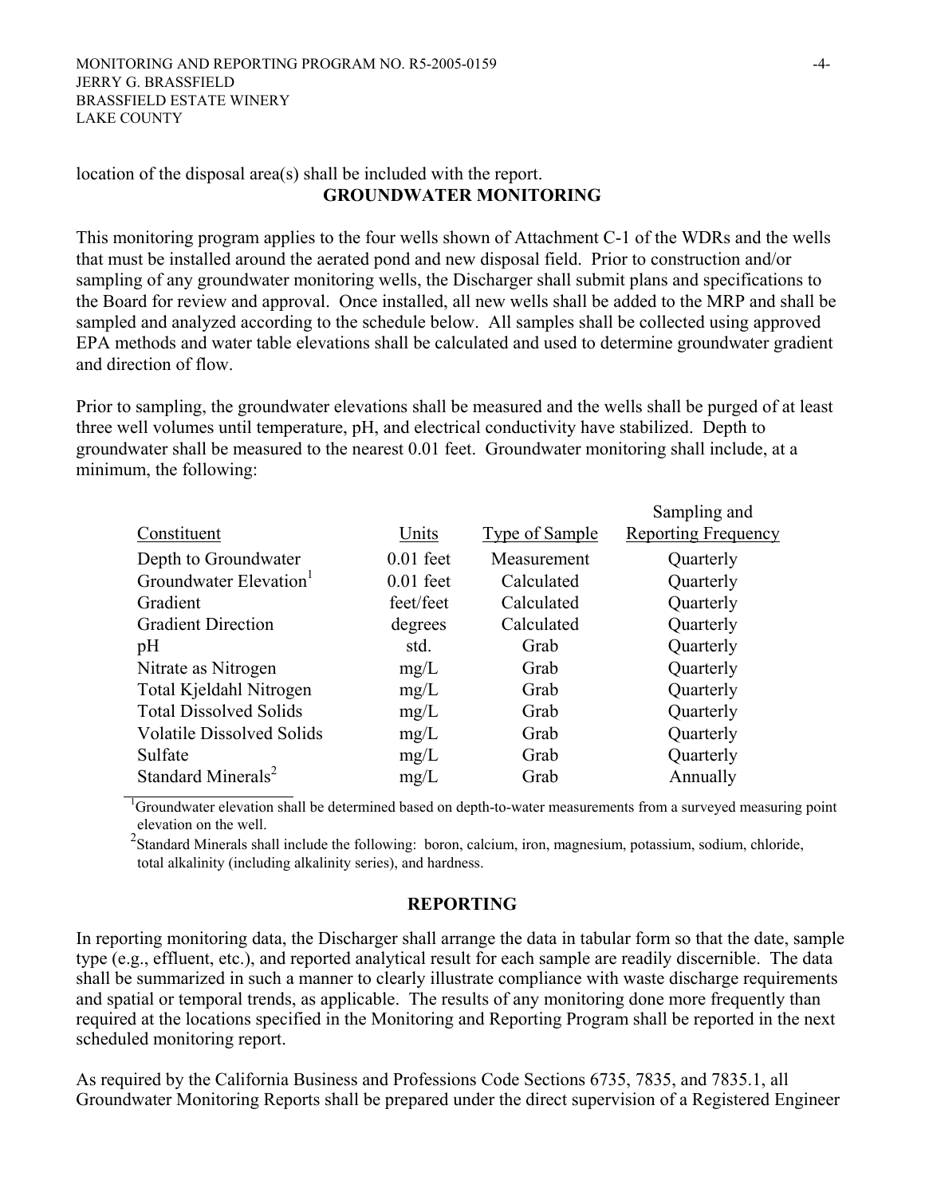location of the disposal area(s) shall be included with the report.

## GROUNDWATER MONITORING

This monitoring program applies to the four wells shown of Attachment C-1 of the WDRs and the wells that must be installed around the aerated pond and new disposal field. Prior to construction and/or sampling of any groundwater monitoring wells, the Discharger shall submit plans and specifications to the Board for review and approval. Once installed, all new wells shall be added to the MRP and shall be sampled and analyzed according to the schedule below. All samples shall be collected using approved EPA methods and water table elevations shall be calculated and used to determine groundwater gradient and direction of flow.

Prior to sampling, the groundwater elevations shall be measured and the wells shall be purged of at least three well volumes until temperature, pH, and electrical conductivity have stabilized. Depth to groundwater shall be measured to the nearest 0.01 feet. Groundwater monitoring shall include, at a minimum, the following:

| Constituent | Units | Type of Sample | Sampling and Reporting Frequency |
|---|---|---|---|
| Depth to Groundwater | 0.01 feet | Measurement | Quarterly |
| Groundwater Elevation[1] | 0.01 feet | Calculated | Quarterly |
| Gradient | feet/feet | Calculated | Quarterly |
| Gradient Direction | degrees | Calculated | Quarterly |
| pH | std. | Grab | Quarterly |
| Nitrate as Nitrogen | mg/L | Grab | Quarterly |
| Total Kjeldahl Nitrogen | mg/L | Grab | Quarterly |
| Total Dissolved Solids | mg/L | Grab | Quarterly |
| Volatile Dissolved Solids | mg/L | Grab | Quarterly |
| Sulfate | mg/L | Grab | Quarterly |
| Standard Minerals[2] | mg/L | Grab | Annually |

[1] Groundwater elevation shall be determined based on depth-to-water measurements from a surveyed measuring point elevation on the well.

[2] Standard Minerals shall include the following: boron, calcium, iron, magnesium, potassium, sodium, chloride, total alkalinity (including alkalinity series), and hardness.

## REPORTING

In reporting monitoring data, the Discharger shall arrange the data in tabular form so that the date, sample type (e.g., effluent, etc.), and reported analytical result for each sample are readily discernible. The data shall be summarized in such a manner to clearly illustrate compliance with waste discharge requirements and spatial or temporal trends, as applicable. The results of any monitoring done more frequently than required at the locations specified in the Monitoring and Reporting Program shall be reported in the next scheduled monitoring report.

As required by the California Business and Professions Code Sections 6735, 7835, and 7835.1, all Groundwater Monitoring Reports shall be prepared under the direct supervision of a Registered Engineer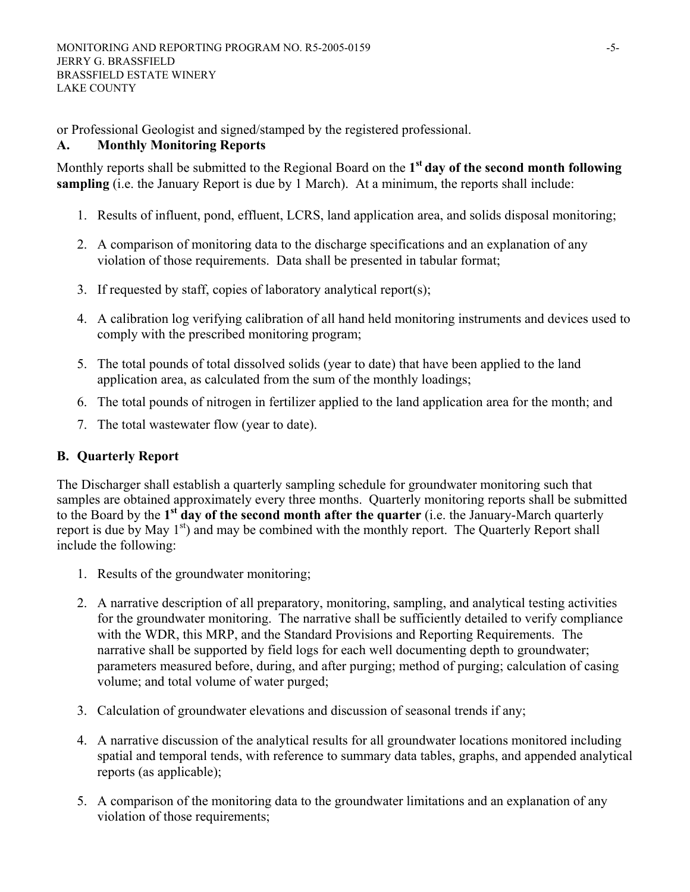or Professional Geologist and signed/stamped by the registered professional.

## A. Monthly Monitoring Reports

Monthly reports shall be submitted to the Regional Board on the **1st day of the second month following sampling** (i.e. the January Report is due by 1 March). At a minimum, the reports shall include:

1. Results of influent, pond, effluent, LCRS, land application area, and solids disposal monitoring;
2. A comparison of monitoring data to the discharge specifications and an explanation of any violation of those requirements. Data shall be presented in tabular format;
3. If requested by staff, copies of laboratory analytical report(s);
4. A calibration log verifying calibration of all hand held monitoring instruments and devices used to comply with the prescribed monitoring program;
5. The total pounds of total dissolved solids (year to date) that have been applied to the land application area, as calculated from the sum of the monthly loadings;
6. The total pounds of nitrogen in fertilizer applied to the land application area for the month; and
7. The total wastewater flow (year to date).

## B. Quarterly Report

The Discharger shall establish a quarterly sampling schedule for groundwater monitoring such that samples are obtained approximately every three months. Quarterly monitoring reports shall be submitted to the Board by the **1st day of the second month after the quarter** (i.e. the January-March quarterly report is due by May 1st) and may be combined with the monthly report. The Quarterly Report shall include the following:

1. Results of the groundwater monitoring;
2. A narrative description of all preparatory, monitoring, sampling, and analytical testing activities for the groundwater monitoring. The narrative shall be sufficiently detailed to verify compliance with the WDR, this MRP, and the Standard Provisions and Reporting Requirements. The narrative shall be supported by field logs for each well documenting depth to groundwater; parameters measured before, during, and after purging; method of purging; calculation of casing volume; and total volume of water purged;
3. Calculation of groundwater elevations and discussion of seasonal trends if any;
4. A narrative discussion of the analytical results for all groundwater locations monitored including spatial and temporal tends, with reference to summary data tables, graphs, and appended analytical reports (as applicable);
5. A comparison of the monitoring data to the groundwater limitations and an explanation of any violation of those requirements;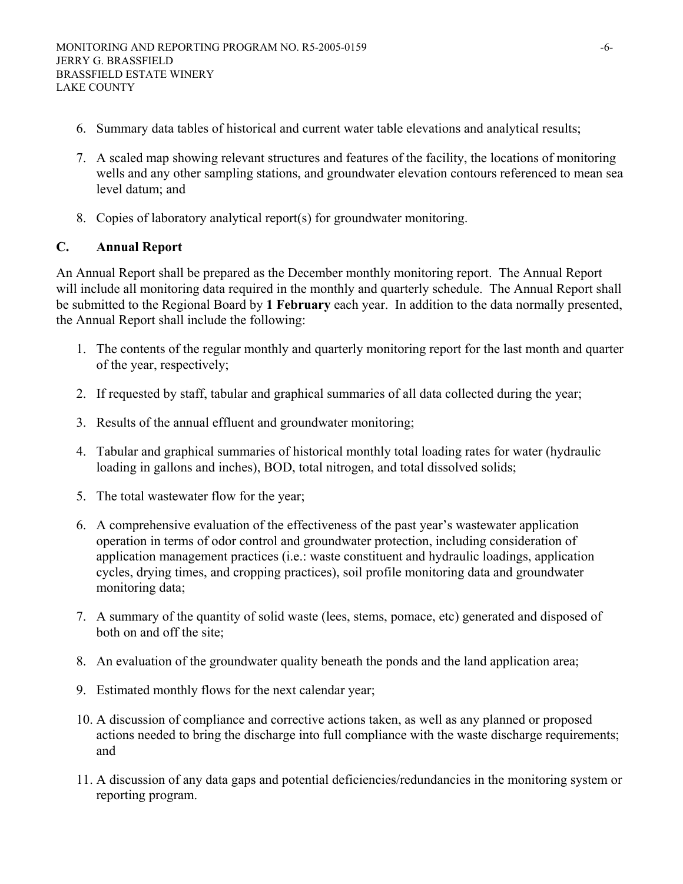6. Summary data tables of historical and current water table elevations and analytical results;

7. A scaled map showing relevant structures and features of the facility, the locations of monitoring wells and any other sampling stations, and groundwater elevation contours referenced to mean sea level datum; and

8. Copies of laboratory analytical report(s) for groundwater monitoring.

## C. Annual Report

An Annual Report shall be prepared as the December monthly monitoring report. The Annual Report will include all monitoring data required in the monthly and quarterly schedule. The Annual Report shall be submitted to the Regional Board by **1 February** each year. In addition to the data normally presented, the Annual Report shall include the following:

1. The contents of the regular monthly and quarterly monitoring report for the last month and quarter of the year, respectively;

2. If requested by staff, tabular and graphical summaries of all data collected during the year;

3. Results of the annual effluent and groundwater monitoring;

4. Tabular and graphical summaries of historical monthly total loading rates for water (hydraulic loading in gallons and inches), BOD, total nitrogen, and total dissolved solids;

5. The total wastewater flow for the year;

6. A comprehensive evaluation of the effectiveness of the past year's wastewater application operation in terms of odor control and groundwater protection, including consideration of application management practices (i.e.: waste constituent and hydraulic loadings, application cycles, drying times, and cropping practices), soil profile monitoring data and groundwater monitoring data;

7. A summary of the quantity of solid waste (lees, stems, pomace, etc) generated and disposed of both on and off the site;

8. An evaluation of the groundwater quality beneath the ponds and the land application area;

9. Estimated monthly flows for the next calendar year;

10. A discussion of compliance and corrective actions taken, as well as any planned or proposed actions needed to bring the discharge into full compliance with the waste discharge requirements; and

11. A discussion of any data gaps and potential deficiencies/redundancies in the monitoring system or reporting program.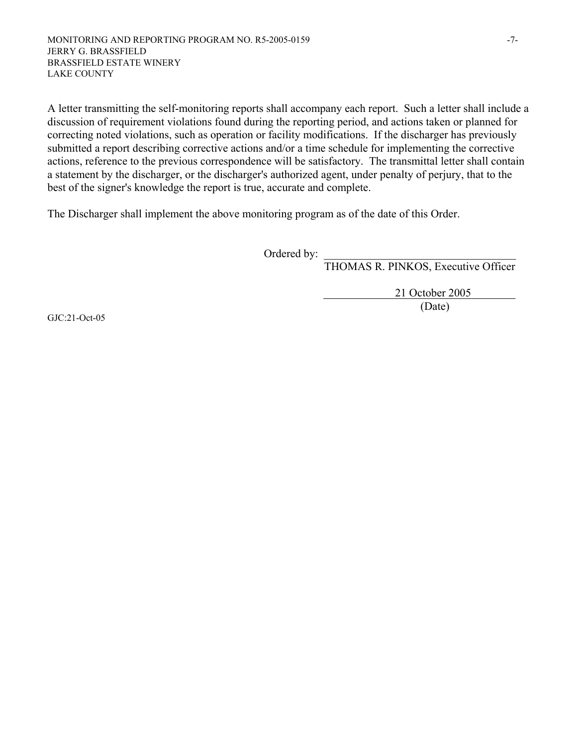A letter transmitting the self-monitoring reports shall accompany each report. Such a letter shall include a discussion of requirement violations found during the reporting period, and actions taken or planned for correcting noted violations, such as operation or facility modifications. If the discharger has previously submitted a report describing corrective actions and/or a time schedule for implementing the corrective actions, reference to the previous correspondence will be satisfactory. The transmittal letter shall contain a statement by the discharger, or the discharger's authorized agent, under penalty of perjury, that to the best of the signer's knowledge the report is true, accurate and complete.

The Discharger shall implement the above monitoring program as of the date of this Order.

Ordered by: \_\_\_\_\_\_\_\_\_\_\_\_\_\_\_\_\_\_\_\_\_\_\_\_\_\_\_\_\_\_\_\_\_\_\_
THOMAS R. PINKOS, Executive Officer

21 October 2005
(Date)

GJC:21-Oct-05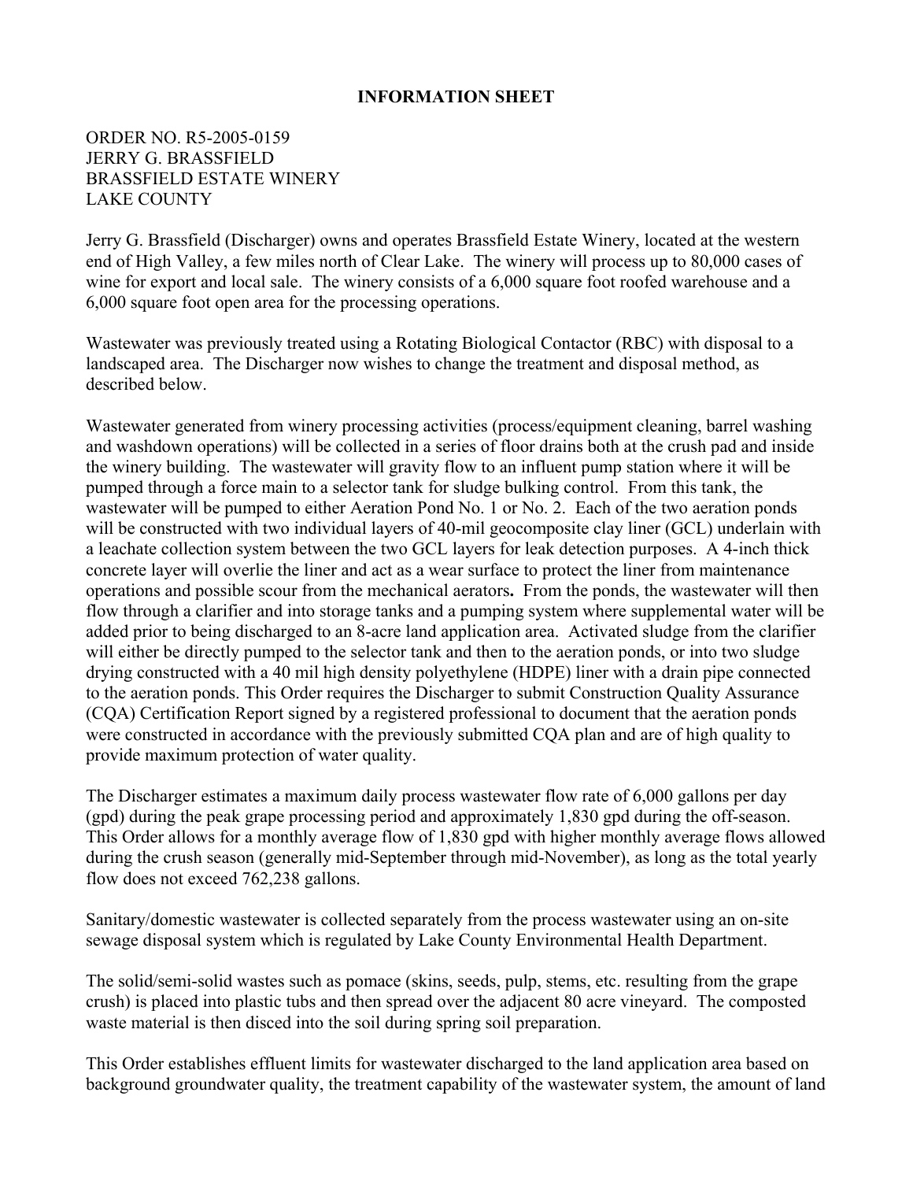**INFORMATION SHEET**

ORDER NO. R5-2005-0159
JERRY G. BRASSFIELD
BRASSFIELD ESTATE WINERY
LAKE COUNTY

Jerry G. Brassfield (Discharger) owns and operates Brassfield Estate Winery, located at the western end of High Valley, a few miles north of Clear Lake. The winery will process up to 80,000 cases of wine for export and local sale. The winery consists of a 6,000 square foot roofed warehouse and a 6,000 square foot open area for the processing operations.

Wastewater was previously treated using a Rotating Biological Contactor (RBC) with disposal to a landscaped area. The Discharger now wishes to change the treatment and disposal method, as described below.

Wastewater generated from winery processing activities (process/equipment cleaning, barrel washing and washdown operations) will be collected in a series of floor drains both at the crush pad and inside the winery building. The wastewater will gravity flow to an influent pump station where it will be pumped through a force main to a selector tank for sludge bulking control. From this tank, the wastewater will be pumped to either Aeration Pond No. 1 or No. 2. Each of the two aeration ponds will be constructed with two individual layers of 40-mil geocomposite clay liner (GCL) underlain with a leachate collection system between the two GCL layers for leak detection purposes. A 4-inch thick concrete layer will overlie the liner and act as a wear surface to protect the liner from maintenance operations and possible scour from the mechanical aerators**.** From the ponds, the wastewater will then flow through a clarifier and into storage tanks and a pumping system where supplemental water will be added prior to being discharged to an 8-acre land application area. Activated sludge from the clarifier will either be directly pumped to the selector tank and then to the aeration ponds, or into two sludge drying constructed with a 40 mil high density polyethylene (HDPE) liner with a drain pipe connected to the aeration ponds. This Order requires the Discharger to submit Construction Quality Assurance (CQA) Certification Report signed by a registered professional to document that the aeration ponds were constructed in accordance with the previously submitted CQA plan and are of high quality to provide maximum protection of water quality.

The Discharger estimates a maximum daily process wastewater flow rate of 6,000 gallons per day (gpd) during the peak grape processing period and approximately 1,830 gpd during the off-season. This Order allows for a monthly average flow of 1,830 gpd with higher monthly average flows allowed during the crush season (generally mid-September through mid-November), as long as the total yearly flow does not exceed 762,238 gallons.

Sanitary/domestic wastewater is collected separately from the process wastewater using an on-site sewage disposal system which is regulated by Lake County Environmental Health Department.

The solid/semi-solid wastes such as pomace (skins, seeds, pulp, stems, etc. resulting from the grape crush) is placed into plastic tubs and then spread over the adjacent 80 acre vineyard. The composted waste material is then disced into the soil during spring soil preparation.

This Order establishes effluent limits for wastewater discharged to the land application area based on background groundwater quality, the treatment capability of the wastewater system, the amount of land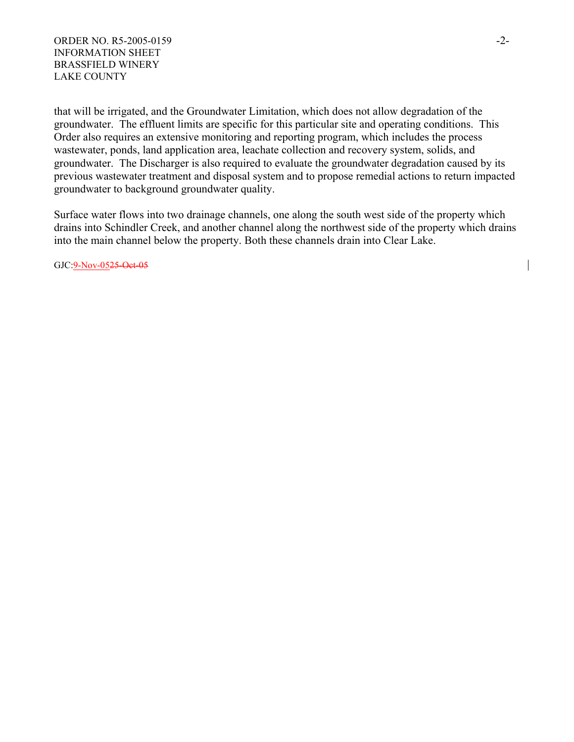that will be irrigated, and the Groundwater Limitation, which does not allow degradation of the groundwater. The effluent limits are specific for this particular site and operating conditions. This Order also requires an extensive monitoring and reporting program, which includes the process wastewater, ponds, land application area, leachate collection and recovery system, solids, and groundwater. The Discharger is also required to evaluate the groundwater degradation caused by its previous wastewater treatment and disposal system and to propose remedial actions to return impacted groundwater to background groundwater quality.

Surface water flows into two drainage channels, one along the south west side of the property which drains into Schindler Creek, and another channel along the northwest side of the property which drains into the main channel below the property. Both these channels drain into Clear Lake.

GJC:9-Nov-05~~25-Oct-05~~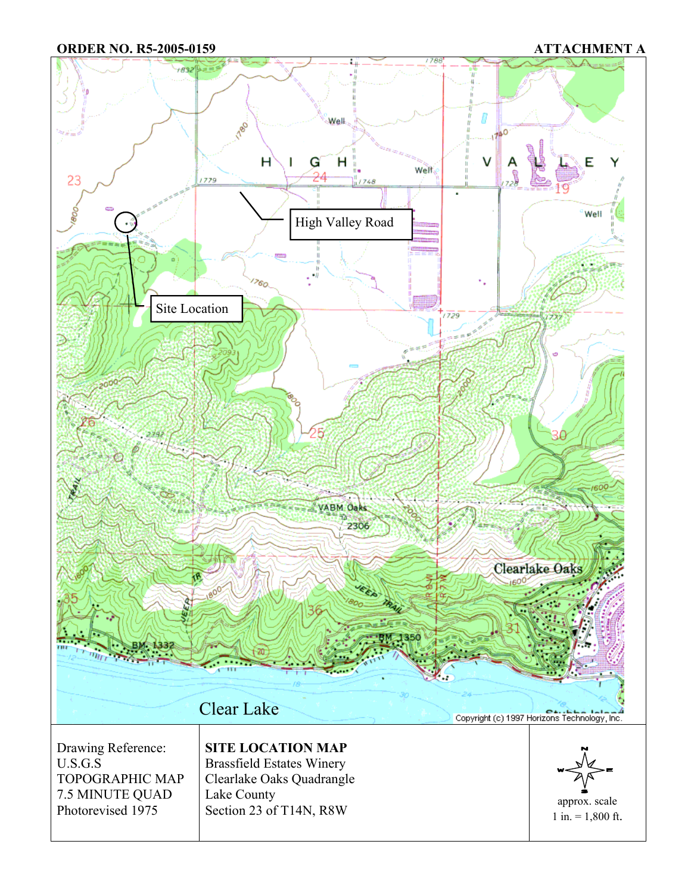**ORDER NO. R5-2005-0159** **ATTACHMENT A**

High Valley Road

Site Location

Clear Lake

Copyright (c) 1997 Horizons Technology, Inc.

| Drawing Reference: U.S.G.S TOPOGRAPHIC MAP 7.5 MINUTE QUAD Photorevised 1975 | **SITE LOCATION MAP** Brassfield Estates Winery Clearlake Oaks Quadrangle Lake County Section 23 of T14N, R8W | approx. scale 1 in. = 1,800 ft. |
| --- | --- | --- |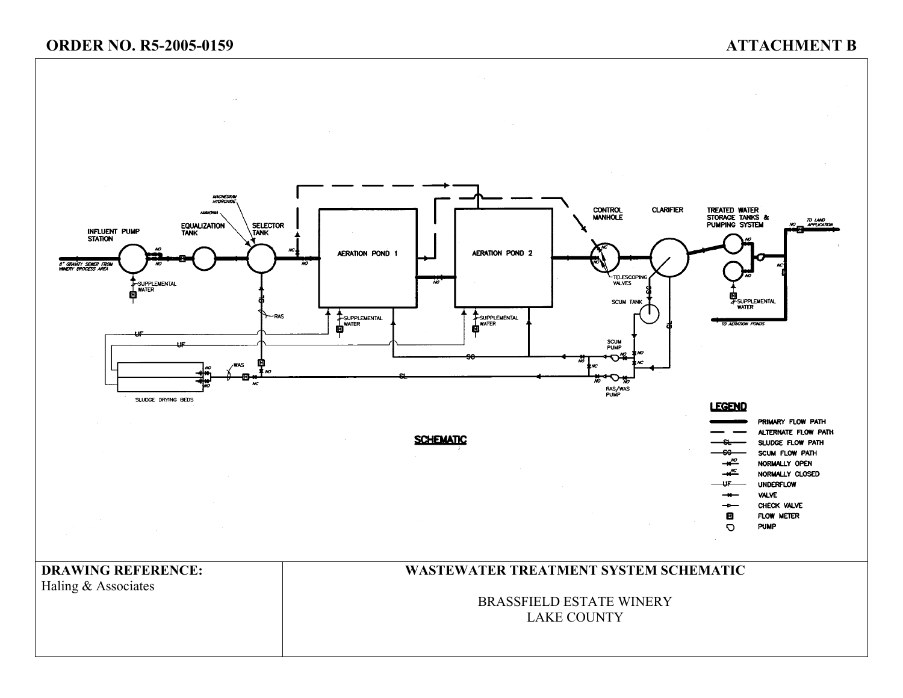# ORDER NO. R5-2005-0159

# ATTACHMENT B

INFLUENT PUMP STATION

8" GRAVITY SEWER FROM WINERY PROCESS AREA

SUPPLEMENTAL WATER

EQUALIZATION TANK

MAGNESIUM HYDROXIDE

AMMONIA

SELECTOR TANK

AERATION POND 1

AERATION POND 2

SUPPLEMENTAL WATER

SUPPLEMENTAL WATER

CONTROL MANHOLE

TELESCOPING VALVES

CLARIFIER

SCUM TANK

TREATED WATER STORAGE TANKS & PUMPING SYSTEM

TO LAND APPLICATION

SUPPLEMENTAL WATER

TO AERATION PONDS

SCUM PUMP

RAS/WAS PUMP

RAS

WAS

UF

SL

SC

SLUDGE DRYING BEDS

NO

NC

**LEGEND**

- PRIMARY FLOW PATH
- ALTERNATE FLOW PATH
- SL — SLUDGE FLOW PATH
- SC — SCUM FLOW PATH
- NO — NORMALLY OPEN
- NC — NORMALLY CLOSED
- UF — UNDERFLOW
- VALVE
- CHECK VALVE
- M — FLOW METER
- PUMP

**SCHEMATIC**

| DRAWING REFERENCE: | WASTEWATER TREATMENT SYSTEM SCHEMATIC |
|---|---|
| Haling & Associates | BRASSFIELD ESTATE WINERY<br>LAKE COUNTY |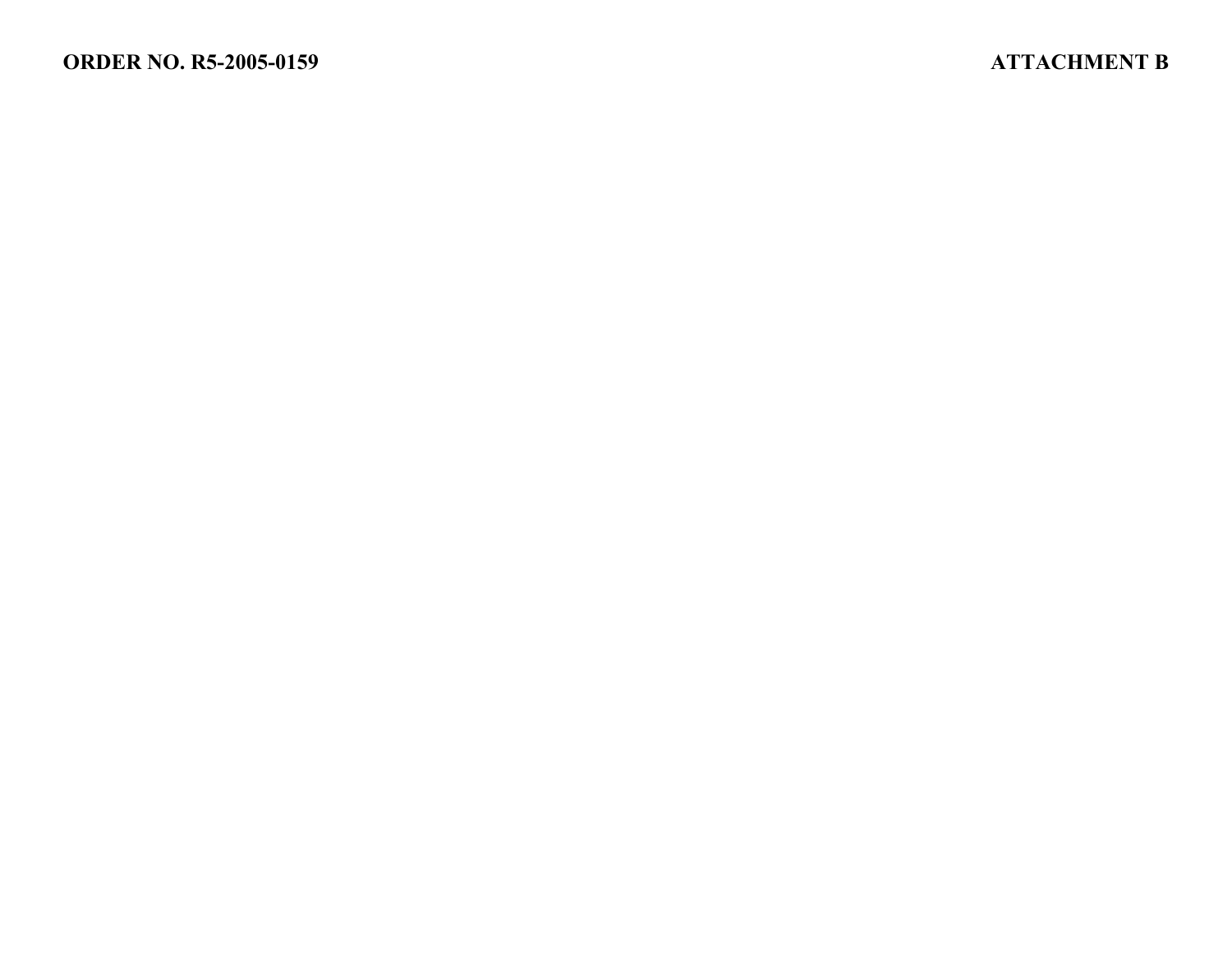# ATTACHMENT B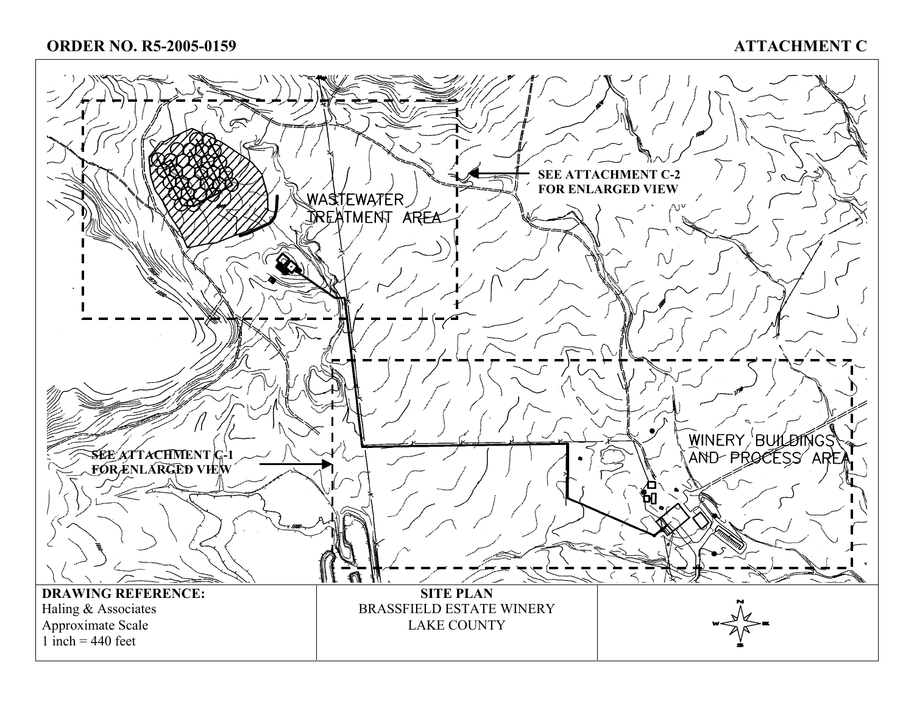**ORDER NO. R5-2005-0159** **ATTACHMENT C**

WASTEWATER TREATMENT AREA

SEE ATTACHMENT C-2 FOR ENLARGED VIEW

WINERY BUILDINGS AND PROCESS AREA

SEE ATTACHMENT C-1 FOR ENLARGED VIEW

| DRAWING REFERENCE: | SITE PLAN | |
|---|---|---|
| Haling & Associates<br>Approximate Scale<br>1 inch = 440 feet | BRASSFIELD ESTATE WINERY<br>LAKE COUNTY | N W E S |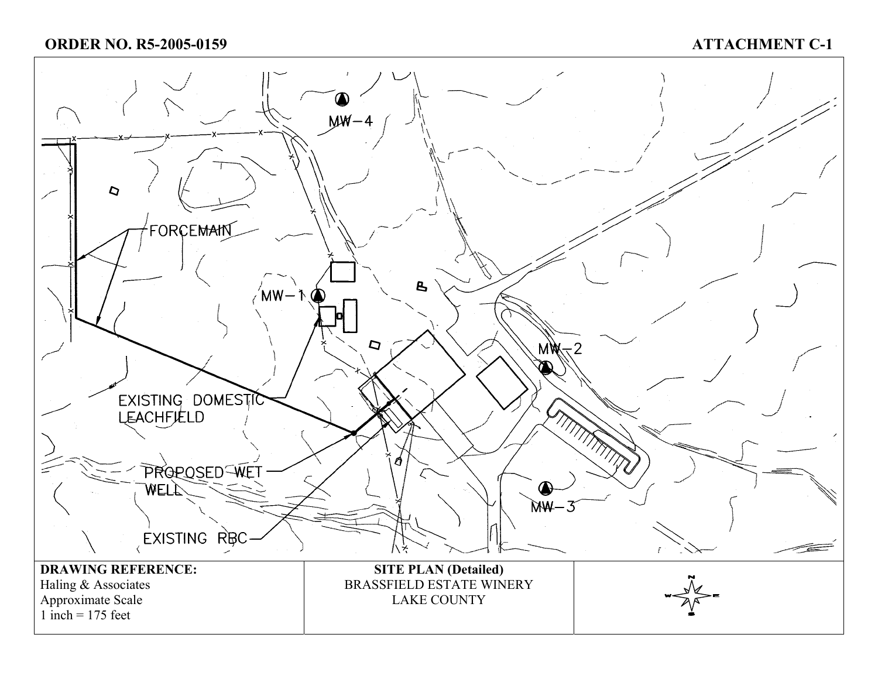**ORDER NO. R5-2005-0159** **ATTACHMENT C-1**

MW-4

FORCEMAIN

MW-1

MW-2

EXISTING DOMESTIC LEACHFIELD

PROPOSED WET WELL

MW-3

EXISTING RBC

| DRAWING REFERENCE: | SITE PLAN (Detailed) | |
|---|---|---|
| Haling & Associates | BRASSFIELD ESTATE WINERY | |
| Approximate Scale | LAKE COUNTY | |
| 1 inch = 175 feet | | |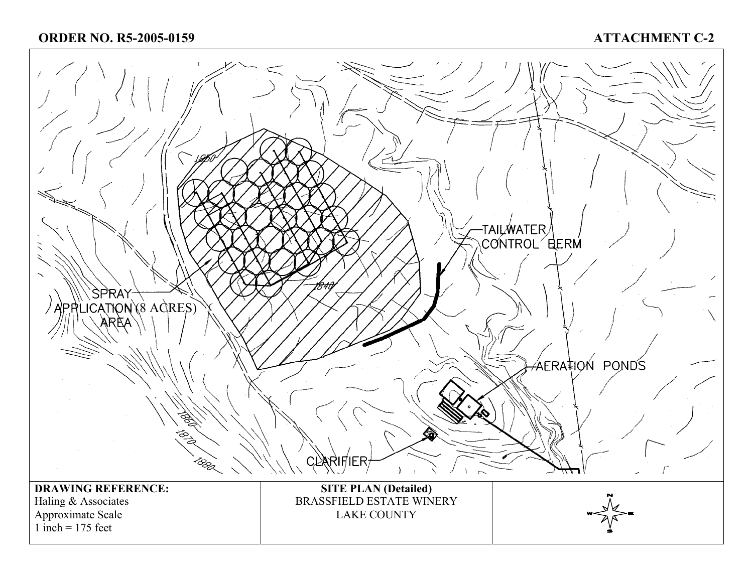**ORDER NO. R5-2005-0159** **ATTACHMENT C-2**

TAILWATER CONTROL BERM

SPRAY APPLICATION (8 ACRES) AREA

AERATION PONDS

CLARIFIER

1850

1840

1860

1870

1880

| DRAWING REFERENCE: | SITE PLAN (Detailed) | |
|---|---|---|
| Haling & Associates<br>Approximate Scale<br>1 inch = 175 feet | BRASSFIELD ESTATE WINERY<br>LAKE COUNTY | N<br>W E<br>S |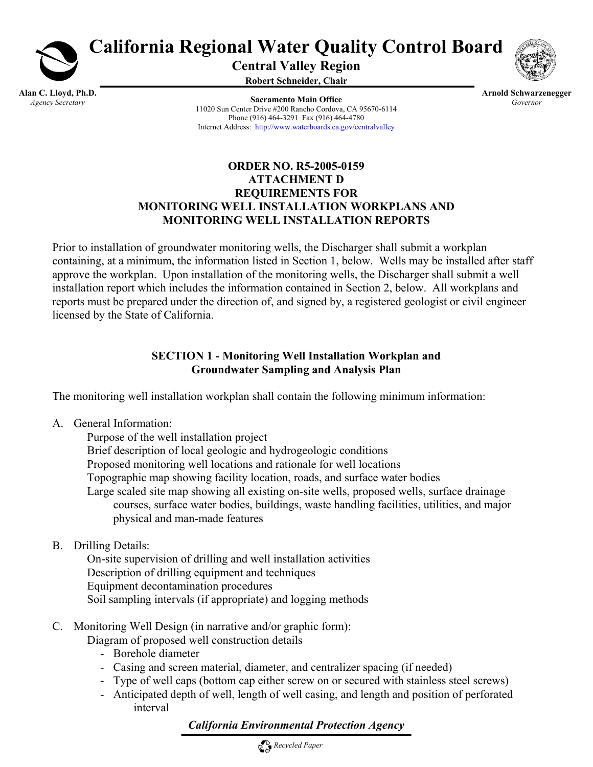**California Regional Water Quality Control Board**

**Central Valley Region**

**Robert Schneider, Chair**

**Alan C. Lloyd, Ph.D.**
*Agency Secretary*

**Sacramento Main Office**
11020 Sun Center Drive #200 Rancho Cordova, CA 95670-6114
Phone (916) 464-3291 Fax (916) 464-4780
Internet Address: http://www.waterboards.ca.gov/centralvalley

**Arnold Schwarzenegger**
*Governor*

## ORDER NO. R5-2005-0159
## ATTACHMENT D
## REQUIREMENTS FOR
## MONITORING WELL INSTALLATION WORKPLANS AND MONITORING WELL INSTALLATION REPORTS

Prior to installation of groundwater monitoring wells, the Discharger shall submit a workplan containing, at a minimum, the information listed in Section 1, below. Wells may be installed after staff approve the workplan. Upon installation of the monitoring wells, the Discharger shall submit a well installation report which includes the information contained in Section 2, below. All workplans and reports must be prepared under the direction of, and signed by, a registered geologist or civil engineer licensed by the State of California.

### SECTION 1 - Monitoring Well Installation Workplan and Groundwater Sampling and Analysis Plan

The monitoring well installation workplan shall contain the following minimum information:

A. General Information:

Purpose of the well installation project
Brief description of local geologic and hydrogeologic conditions
Proposed monitoring well locations and rationale for well locations
Topographic map showing facility location, roads, and surface water bodies
Large scaled site map showing all existing on-site wells, proposed wells, surface drainage courses, surface water bodies, buildings, waste handling facilities, utilities, and major physical and man-made features

B. Drilling Details:

On-site supervision of drilling and well installation activities
Description of drilling equipment and techniques
Equipment decontamination procedures
Soil sampling intervals (if appropriate) and logging methods

C. Monitoring Well Design (in narrative and/or graphic form):

Diagram of proposed well construction details

- Borehole diameter
- Casing and screen material, diameter, and centralizer spacing (if needed)
- Type of well caps (bottom cap either screw on or secured with stainless steel screws)
- Anticipated depth of well, length of well casing, and length and position of perforated interval

***California Environmental Protection Agency***

*Recycled Paper*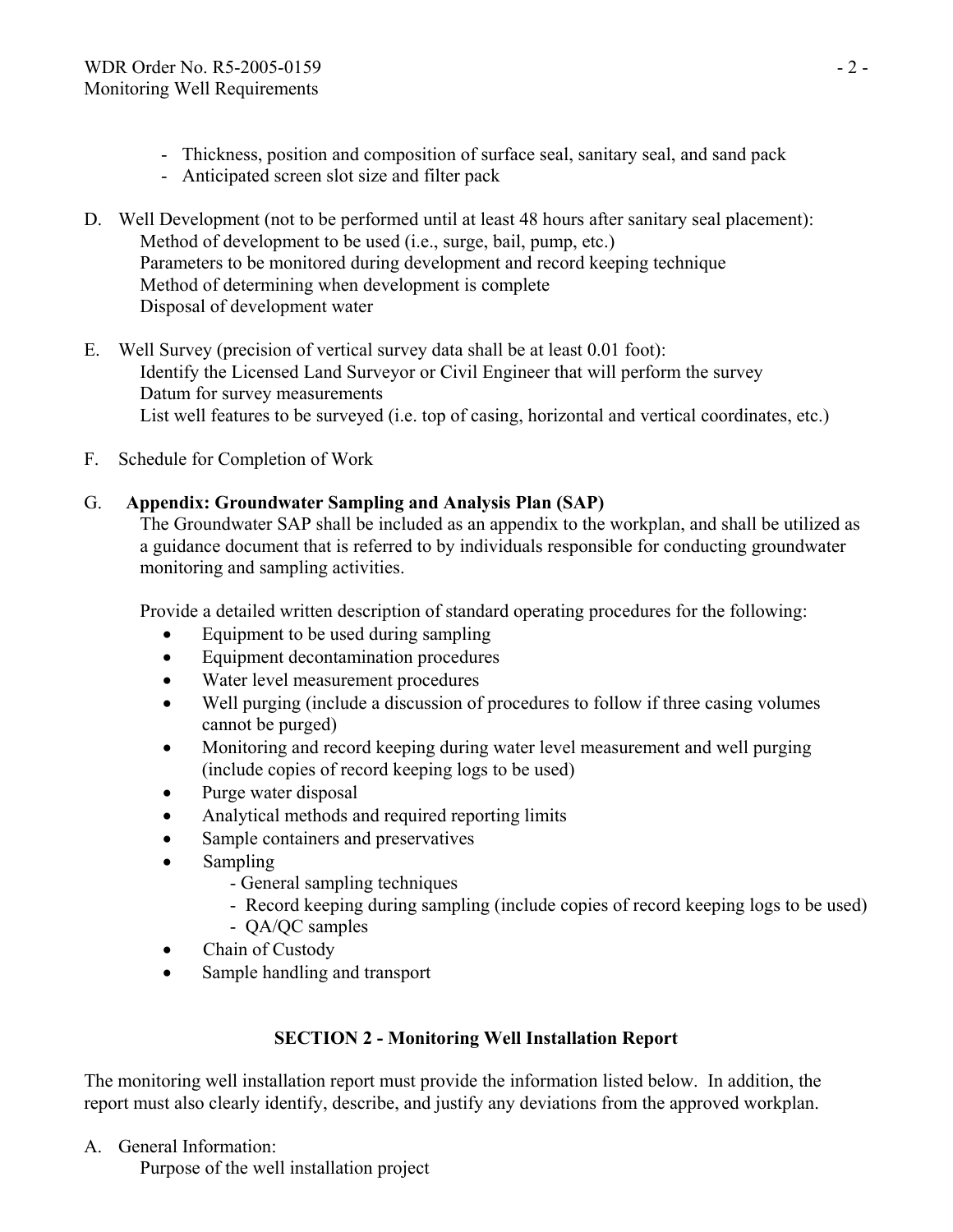- Thickness, position and composition of surface seal, sanitary seal, and sand pack
- Anticipated screen slot size and filter pack

D. Well Development (not to be performed until at least 48 hours after sanitary seal placement):
   Method of development to be used (i.e., surge, bail, pump, etc.)
   Parameters to be monitored during development and record keeping technique
   Method of determining when development is complete
   Disposal of development water

E. Well Survey (precision of vertical survey data shall be at least 0.01 foot):
   Identify the Licensed Land Surveyor or Civil Engineer that will perform the survey
   Datum for survey measurements
   List well features to be surveyed (i.e. top of casing, horizontal and vertical coordinates, etc.)

F. Schedule for Completion of Work

G. **Appendix: Groundwater Sampling and Analysis Plan (SAP)**
   The Groundwater SAP shall be included as an appendix to the workplan, and shall be utilized as a guidance document that is referred to by individuals responsible for conducting groundwater monitoring and sampling activities.

   Provide a detailed written description of standard operating procedures for the following:

   - Equipment to be used during sampling
   - Equipment decontamination procedures
   - Water level measurement procedures
   - Well purging (include a discussion of procedures to follow if three casing volumes cannot be purged)
   - Monitoring and record keeping during water level measurement and well purging (include copies of record keeping logs to be used)
   - Purge water disposal
   - Analytical methods and required reporting limits
   - Sample containers and preservatives
   - Sampling
     - General sampling techniques
     - Record keeping during sampling (include copies of record keeping logs to be used)
     - QA/QC samples
   - Chain of Custody
   - Sample handling and transport

## SECTION 2 - Monitoring Well Installation Report

The monitoring well installation report must provide the information listed below. In addition, the report must also clearly identify, describe, and justify any deviations from the approved workplan.

A. General Information:
   Purpose of the well installation project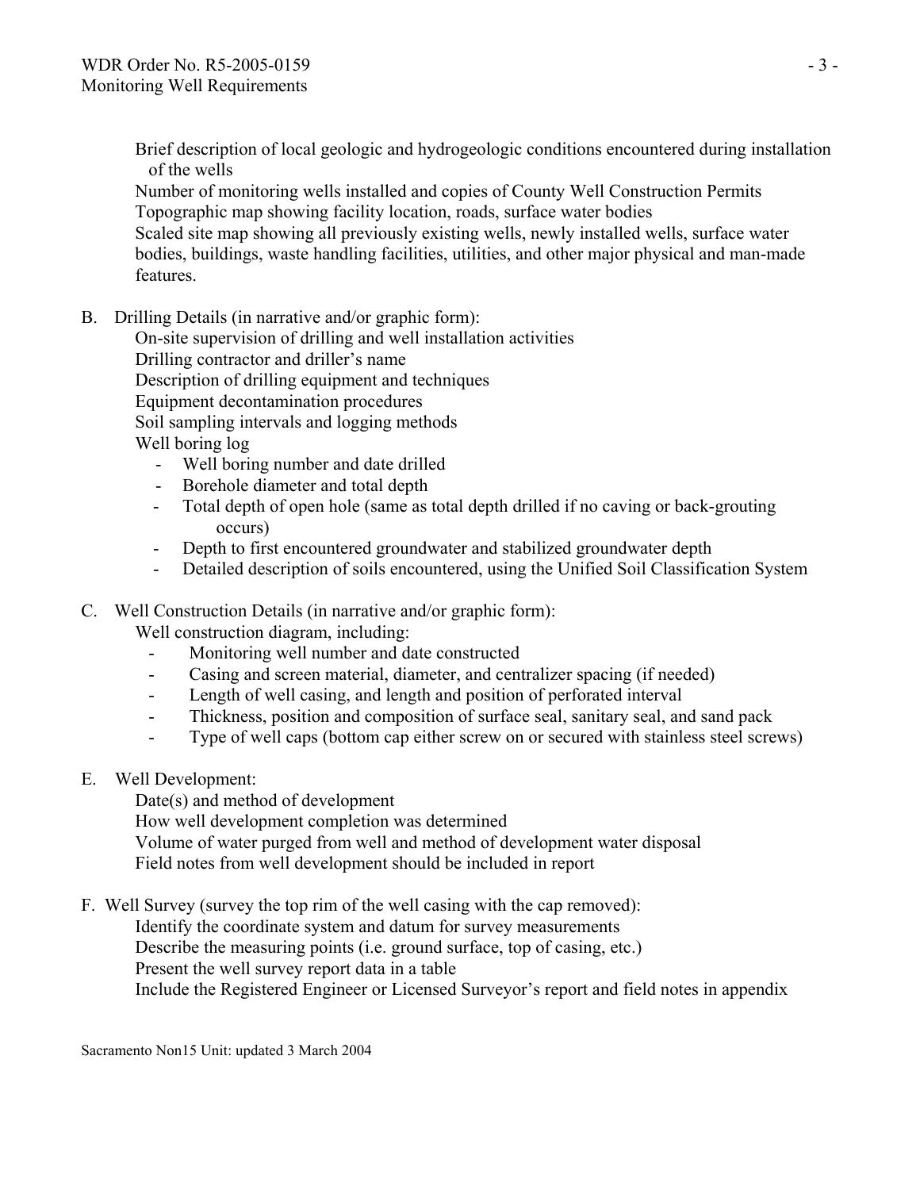Brief description of local geologic and hydrogeologic conditions encountered during installation of the wells
Number of monitoring wells installed and copies of County Well Construction Permits
Topographic map showing facility location, roads, surface water bodies
Scaled site map showing all previously existing wells, newly installed wells, surface water bodies, buildings, waste handling facilities, utilities, and other major physical and man-made features.

B. Drilling Details (in narrative and/or graphic form):
On-site supervision of drilling and well installation activities
Drilling contractor and driller's name
Description of drilling equipment and techniques
Equipment decontamination procedures
Soil sampling intervals and logging methods
Well boring log
- Well boring number and date drilled
- Borehole diameter and total depth
- Total depth of open hole (same as total depth drilled if no caving or back-grouting occurs)
- Depth to first encountered groundwater and stabilized groundwater depth
- Detailed description of soils encountered, using the Unified Soil Classification System

C. Well Construction Details (in narrative and/or graphic form):
Well construction diagram, including:
- Monitoring well number and date constructed
- Casing and screen material, diameter, and centralizer spacing (if needed)
- Length of well casing, and length and position of perforated interval
- Thickness, position and composition of surface seal, sanitary seal, and sand pack
- Type of well caps (bottom cap either screw on or secured with stainless steel screws)

E. Well Development:
Date(s) and method of development
How well development completion was determined
Volume of water purged from well and method of development water disposal
Field notes from well development should be included in report

F. Well Survey (survey the top rim of the well casing with the cap removed):
Identify the coordinate system and datum for survey measurements
Describe the measuring points (i.e. ground surface, top of casing, etc.)
Present the well survey report data in a table
Include the Registered Engineer or Licensed Surveyor's report and field notes in appendix

Sacramento Non15 Unit: updated 3 March 2004